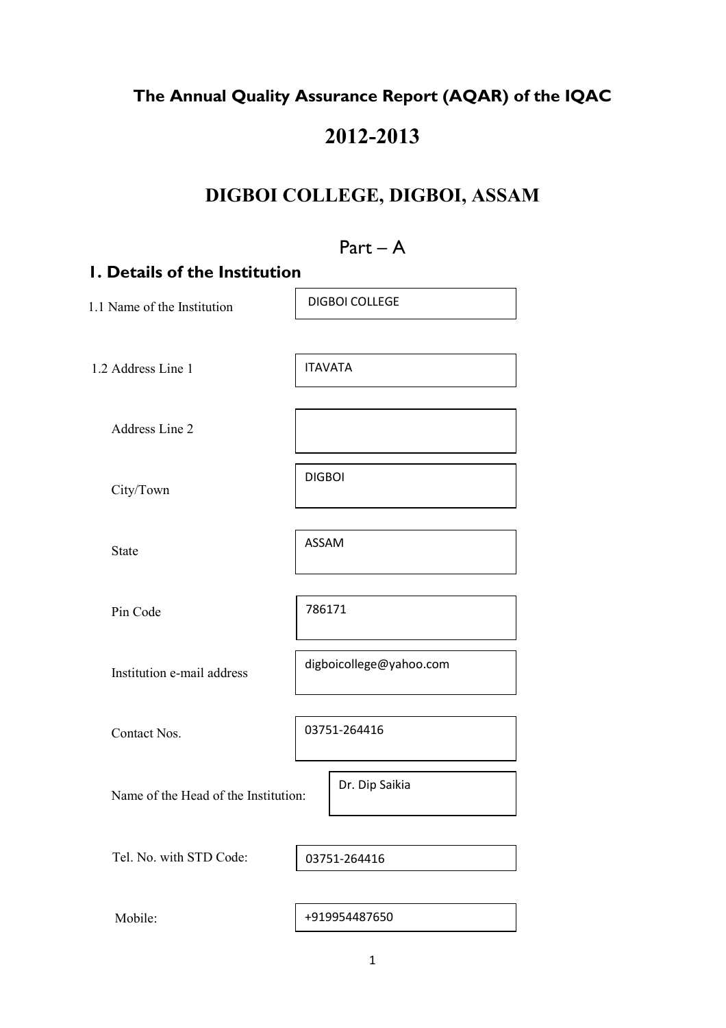# The Annual Quality Assurance Report (AQAR) of the IQAC

# 2012-2013

# DIGBOI COLLEGE, DIGBOI, ASSAM

## Part – A

### 1. Details of the Institution

| | |
|---|---|
| 1.1 Name of the Institution | DIGBOI COLLEGE |
| 1.2 Address Line 1 | ITAVATA |
| Address Line 2 | |
| City/Town | DIGBOI |
| State | ASSAM |
| Pin Code | 786171 |
| Institution e-mail address | digboicollege@yahoo.com |
| Contact Nos. | 03751-264416 |
| Name of the Head of the Institution: | Dr. Dip Saikia |
| Tel. No. with STD Code: | 03751-264416 |
| Mobile: | +919954487650 |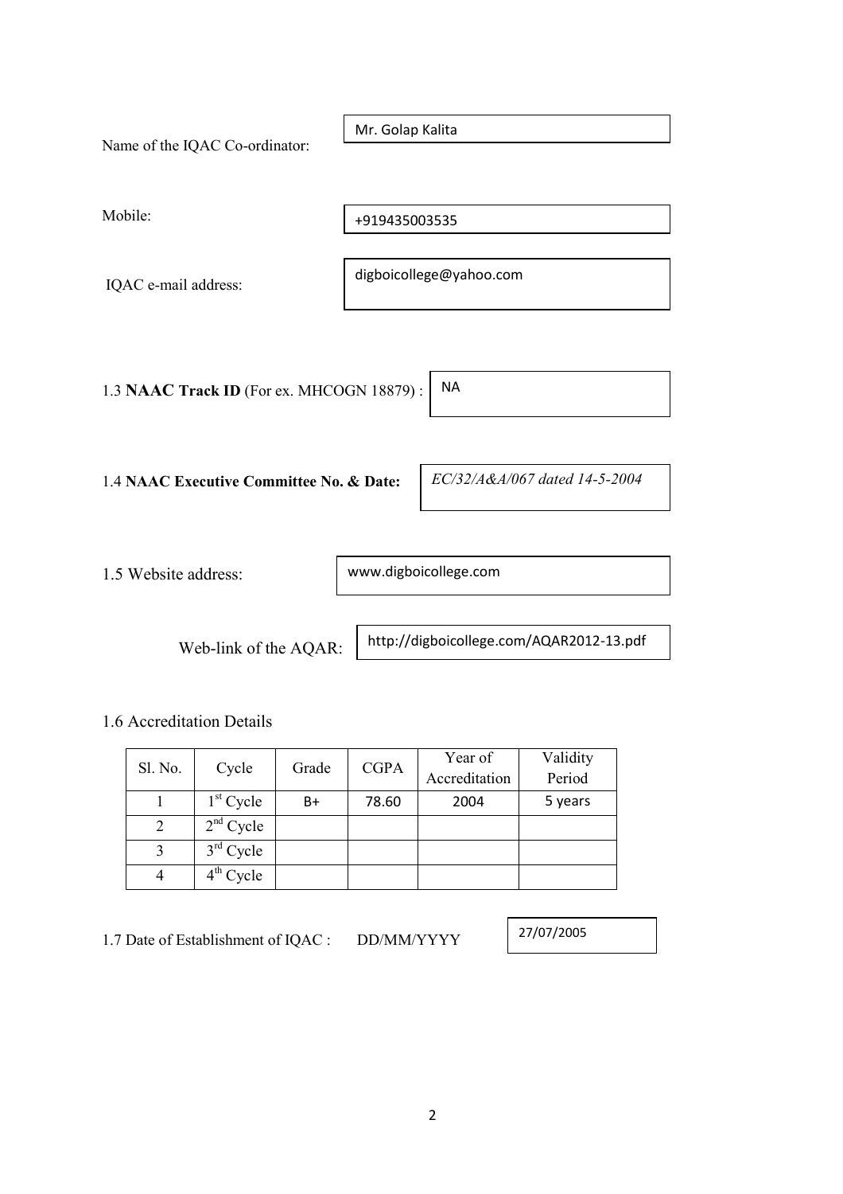Name of the IQAC Co-ordinator: Mr. Golap Kalita

Mobile: +919435003535

IQAC e-mail address: digboicollege@yahoo.com

1.3 **NAAC Track ID** (For ex. MHCOGN 18879) : NA

1.4 **NAAC Executive Committee No. & Date:** *EC/32/A&A/067 dated 14-5-2004*

1.5 Website address: www.digboicollege.com

Web-link of the AQAR: http://digboicollege.com/AQAR2012-13.pdf

1.6 Accreditation Details

| Sl. No. | Cycle | Grade | CGPA | Year of Accreditation | Validity Period |
|---|---|---|---|---|---|
| 1 | 1st Cycle | B+ | 78.60 | 2004 | 5 years |
| 2 | 2nd Cycle | | | | |
| 3 | 3rd Cycle | | | | |
| 4 | 4th Cycle | | | | |

1.7 Date of Establishment of IQAC : DD/MM/YYYY 27/07/2005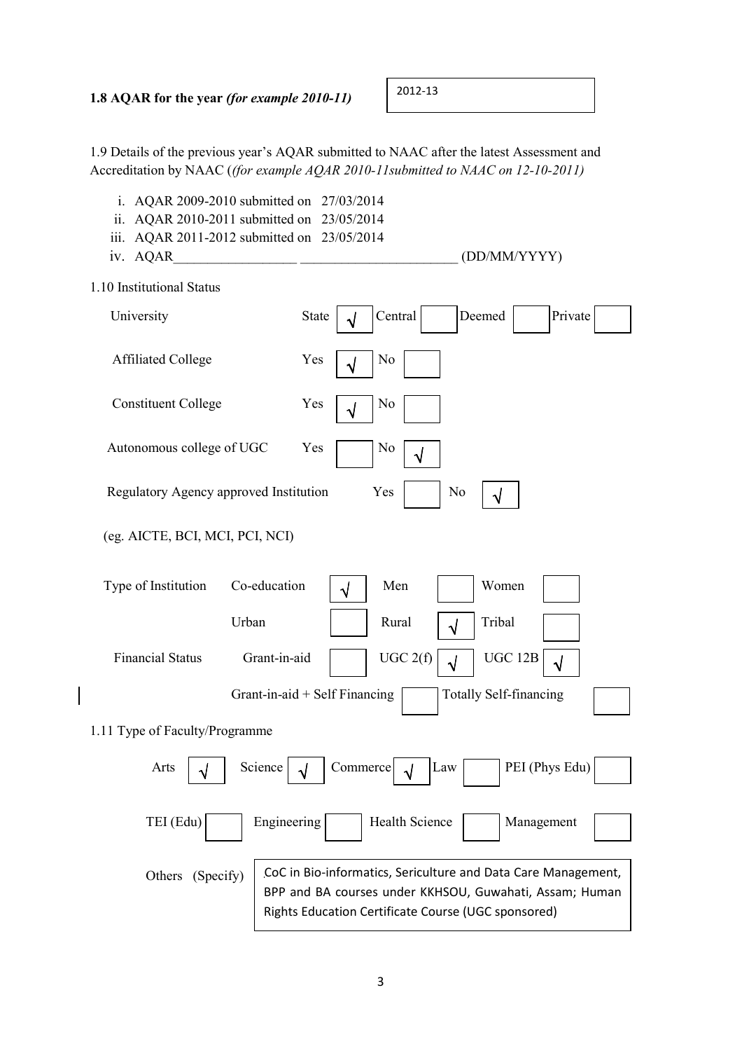**1.8 AQAR for the year** ***(for example 2010-11)*** 2012-13

1.9 Details of the previous year's AQAR submitted to NAAC after the latest Assessment and Accreditation by NAAC (*(for example AQAR 2010-11submitted to NAAC on 12-10-2011)*

i. AQAR 2009-2010 submitted on 27/03/2014
ii. AQAR 2010-2011 submitted on 23/05/2014
iii. AQAR 2011-2012 submitted on 23/05/2014
iv. AQAR__________________ ______________________ (DD/MM/YYYY)

1.10 Institutional Status

| | | | | | | | | |
|---|---|---|---|---|---|---|---|---|
| University | State | √ | Central | | Deemed | | Private | |
| Affiliated College | Yes | √ | No | | | | | |
| Constituent College | Yes | √ | No | | | | | |
| Autonomous college of UGC | Yes | | No | √ | | | | |
| Regulatory Agency approved Institution (eg. AICTE, BCI, MCI, PCI, NCI) | Yes | | No | √ | | | | |

| | | | | | | |
|---|---|---|---|---|---|---|
| Type of Institution | Co-education | √ | Men | | Women | |
| | Urban | | Rural | √ | Tribal | |
| Financial Status | Grant-in-aid | | UGC 2(f) | √ | UGC 12B | √ |
| | Grant-in-aid + Self Financing | | Totally Self-financing | | | |

1.11 Type of Faculty/Programme

| | | | | | | | | | |
|---|---|---|---|---|---|---|---|---|---|
| Arts | √ | Science | √ | Commerce | √ | Law | | PEI (Phys Edu) | |
| TEI (Edu) | | Engineering | | Health Science | | Management | | | |

Others (Specify): CoC in Bio-informatics, Sericulture and Data Care Management, BPP and BA courses under KKHSOU, Guwahati, Assam; Human Rights Education Certificate Course (UGC sponsored)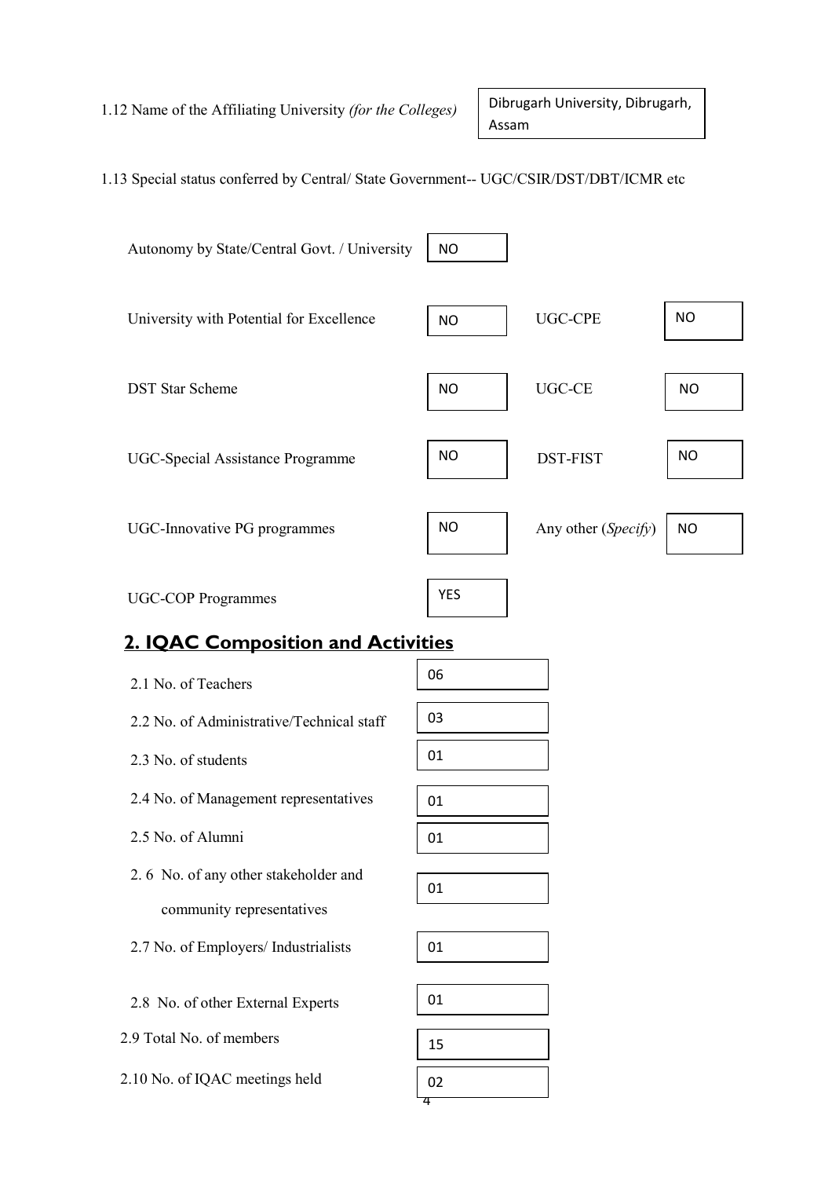1.12 Name of the Affiliating University *(for the Colleges)* — Dibrugarh University, Dibrugarh, Assam

1.13 Special status conferred by Central/ State Government-- UGC/CSIR/DST/DBT/ICMR etc

| | | | |
|---|---|---|---|
| Autonomy by State/Central Govt. / University | NO | | |
| University with Potential for Excellence | NO | UGC-CPE | NO |
| DST Star Scheme | NO | UGC-CE | NO |
| UGC-Special Assistance Programme | NO | DST-FIST | NO |
| UGC-Innovative PG programmes | NO | Any other (*Specify*) | NO |
| UGC-COP Programmes | YES | | |

## 2. IQAC Composition and Activities

| | |
|---|---|
| 2.1 No. of Teachers | 06 |
| 2.2 No. of Administrative/Technical staff | 03 |
| 2.3 No. of students | 01 |
| 2.4 No. of Management representatives | 01 |
| 2.5 No. of Alumni | 01 |
| 2.6 No. of any other stakeholder and community representatives | 01 |
| 2.7 No. of Employers/ Industrialists | 01 |
| 2.8 No. of other External Experts | 01 |
| 2.9 Total No. of members | 15 |
| 2.10 No. of IQAC meetings held | 02 |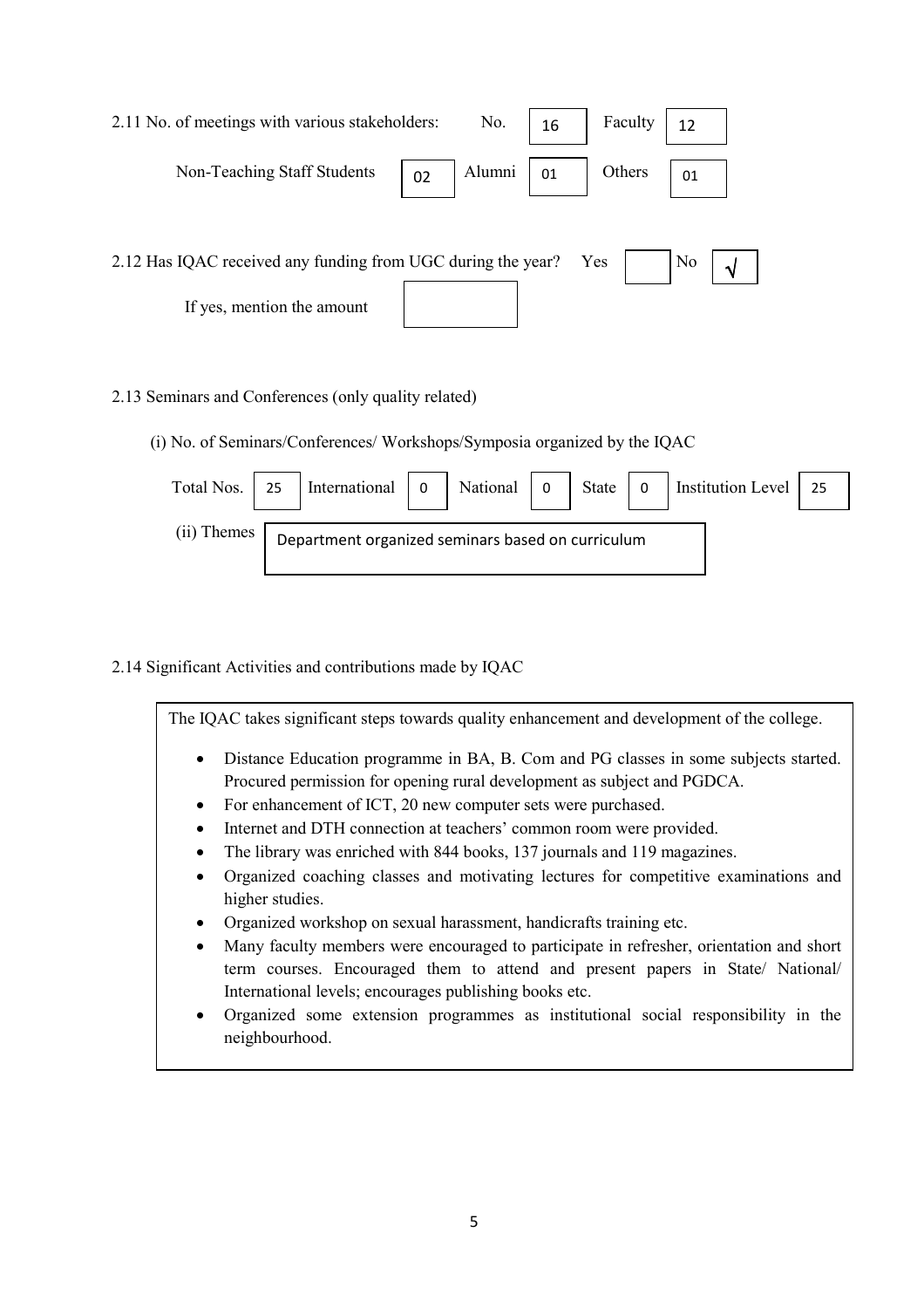2.11 No. of meetings with various stakeholders: No. 16 Faculty 12

Non-Teaching Staff Students 02 Alumni 01 Others 01

2.12 Has IQAC received any funding from UGC during the year? Yes [ ] No [√]

If yes, mention the amount [ ]

2.13 Seminars and Conferences (only quality related)

(i) No. of Seminars/Conferences/ Workshops/Symposia organized by the IQAC

| Total Nos. | International | National | State | Institution Level |
|---|---|---|---|---|
| 25 | 0 | 0 | 0 | 25 |

(ii) Themes: Department organized seminars based on curriculum

2.14 Significant Activities and contributions made by IQAC

The IQAC takes significant steps towards quality enhancement and development of the college.

- Distance Education programme in BA, B. Com and PG classes in some subjects started. Procured permission for opening rural development as subject and PGDCA.
- For enhancement of ICT, 20 new computer sets were purchased.
- Internet and DTH connection at teachers' common room were provided.
- The library was enriched with 844 books, 137 journals and 119 magazines.
- Organized coaching classes and motivating lectures for competitive examinations and higher studies.
- Organized workshop on sexual harassment, handicrafts training etc.
- Many faculty members were encouraged to participate in refresher, orientation and short term courses. Encouraged them to attend and present papers in State/ National/ International levels; encourages publishing books etc.
- Organized some extension programmes as institutional social responsibility in the neighbourhood.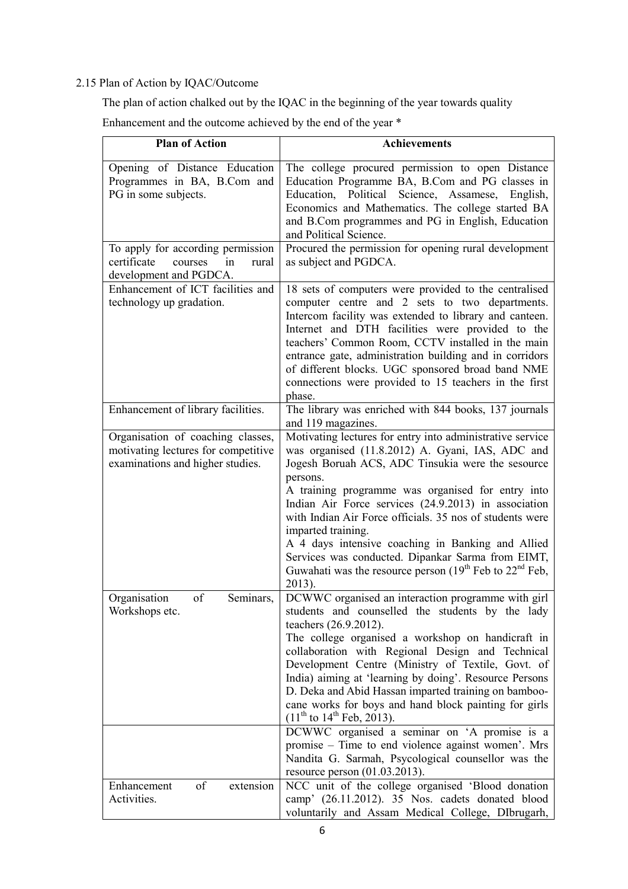2.15 Plan of Action by IQAC/Outcome

The plan of action chalked out by the IQAC in the beginning of the year towards quality Enhancement and the outcome achieved by the end of the year *

| Plan of Action | Achievements |
|---|---|
| Opening of Distance Education Programmes in BA, B.Com and PG in some subjects. | The college procured permission to open Distance Education Programme BA, B.Com and PG classes in Education, Political Science, Assamese, English, Economics and Mathematics. The college started BA and B.Com programmes and PG in English, Education and Political Science. |
| To apply for according permission certificate courses in rural development and PGDCA. | Procured the permission for opening rural development as subject and PGDCA. |
| Enhancement of ICT facilities and technology up gradation. | 18 sets of computers were provided to the centralised computer centre and 2 sets to two departments. Intercom facility was extended to library and canteen. Internet and DTH facilities were provided to the teachers' Common Room, CCTV installed in the main entrance gate, administration building and in corridors of different blocks. UGC sponsored broad band NME connections were provided to 15 teachers in the first phase. |
| Enhancement of library facilities. | The library was enriched with 844 books, 137 journals and 119 magazines. |
| Organisation of coaching classes, motivating lectures for competitive examinations and higher studies. | Motivating lectures for entry into administrative service was organised (11.8.2012) A. Gyani, IAS, ADC and Jogesh Boruah ACS, ADC Tinsukia were the sesource persons.<br>A training programme was organised for entry into Indian Air Force services (24.9.2013) in association with Indian Air Force officials. 35 nos of students were imparted training.<br>A 4 days intensive coaching in Banking and Allied Services was conducted. Dipankar Sarma from EIMT, Guwahati was the resource person (19th Feb to 22nd Feb, 2013). |
| Organisation of Seminars, Workshops etc. | DCWWC organised an interaction programme with girl students and counselled the students by the lady teachers (26.9.2012).<br>The college organised a workshop on handicraft in collaboration with Regional Design and Technical Development Centre (Ministry of Textile, Govt. of India) aiming at 'learning by doing'. Resource Persons D. Deka and Abid Hassan imparted training on bamboo-cane works for boys and hand block painting for girls (11th to 14th Feb, 2013). |
| | DCWWC organised a seminar on 'A promise is a promise – Time to end violence against women'. Mrs Nandita G. Sarmah, Psycological counsellor was the resource person (01.03.2013). |
| Enhancement of extension Activities. | NCC unit of the college organised 'Blood donation camp' (26.11.2012). 35 Nos. cadets donated blood voluntarily and Assam Medical College, DIbrugarh, |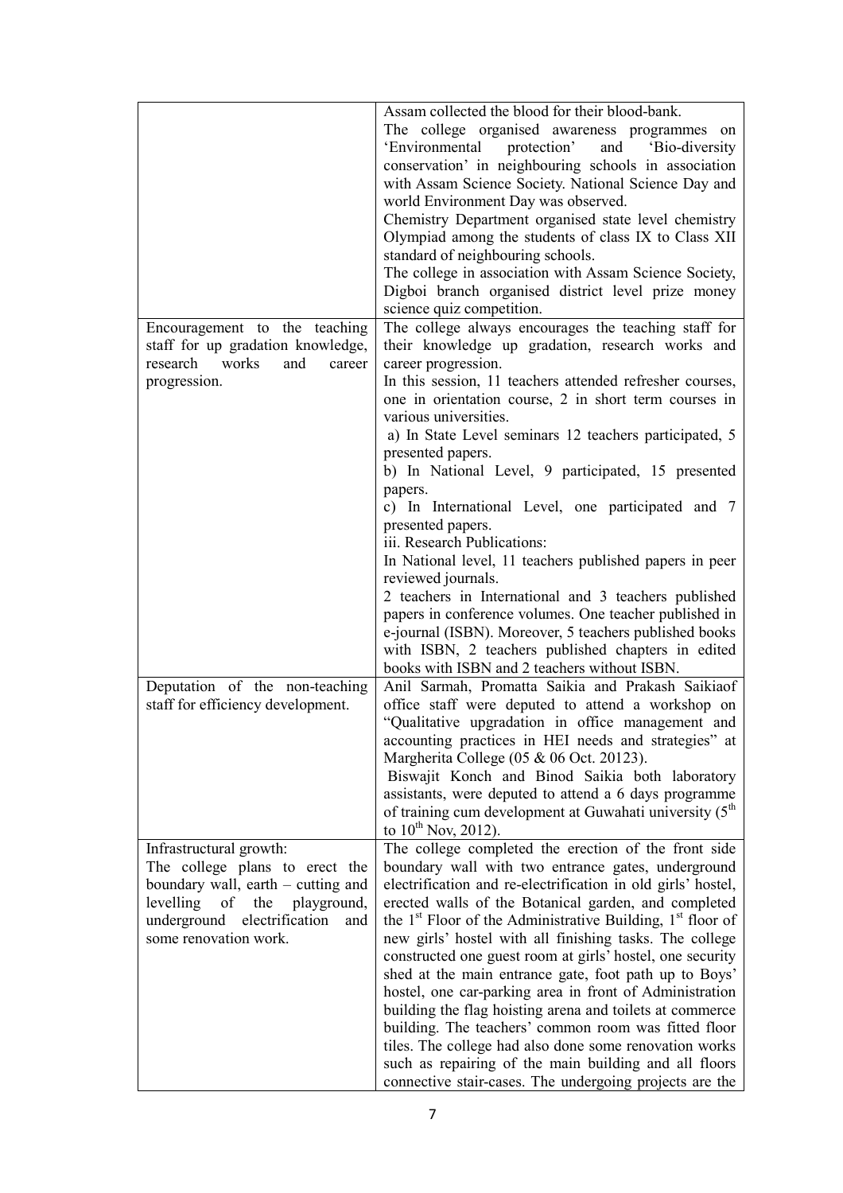| | |
|---|---|
| | Assam collected the blood for their blood-bank.<br>The college organised awareness programmes on 'Environmental protection' and 'Bio-diversity conservation' in neighbouring schools in association with Assam Science Society. National Science Day and world Environment Day was observed.<br>Chemistry Department organised state level chemistry Olympiad among the students of class IX to Class XII standard of neighbouring schools.<br>The college in association with Assam Science Society, Digboi branch organised district level prize money science quiz competition. |
| Encouragement to the teaching staff for up gradation knowledge, research works and career progression. | The college always encourages the teaching staff for their knowledge up gradation, research works and career progression.<br>In this session, 11 teachers attended refresher courses, one in orientation course, 2 in short term courses in various universities.<br>a) In State Level seminars 12 teachers participated, 5 presented papers.<br>b) In National Level, 9 participated, 15 presented papers.<br>c) In International Level, one participated and 7 presented papers.<br>iii. Research Publications:<br>In National level, 11 teachers published papers in peer reviewed journals.<br>2 teachers in International and 3 teachers published papers in conference volumes. One teacher published in e-journal (ISBN). Moreover, 5 teachers published books with ISBN, 2 teachers published chapters in edited books with ISBN and 2 teachers without ISBN. |
| Deputation of the non-teaching staff for efficiency development. | Anil Sarmah, Promatta Saikia and Prakash Saikiaof office staff were deputed to attend a workshop on "Qualitative upgradation in office management and accounting practices in HEI needs and strategies" at Margherita College (05 & 06 Oct. 20123).<br>Biswajit Konch and Binod Saikia both laboratory assistants, were deputed to attend a 6 days programme of training cum development at Guwahati university (5th to 10th Nov, 2012). |
| Infrastructural growth:<br>The college plans to erect the boundary wall, earth – cutting and levelling of the playground, underground electrification and some renovation work. | The college completed the erection of the front side boundary wall with two entrance gates, underground electrification and re-electrification in old girls' hostel, erected walls of the Botanical garden, and completed the 1st Floor of the Administrative Building, 1st floor of new girls' hostel with all finishing tasks. The college constructed one guest room at girls' hostel, one security shed at the main entrance gate, foot path up to Boys' hostel, one car-parking area in front of Administration building the flag hoisting arena and toilets at commerce building. The teachers' common room was fitted floor tiles. The college had also done some renovation works such as repairing of the main building and all floors connective stair-cases. The undergoing projects are the |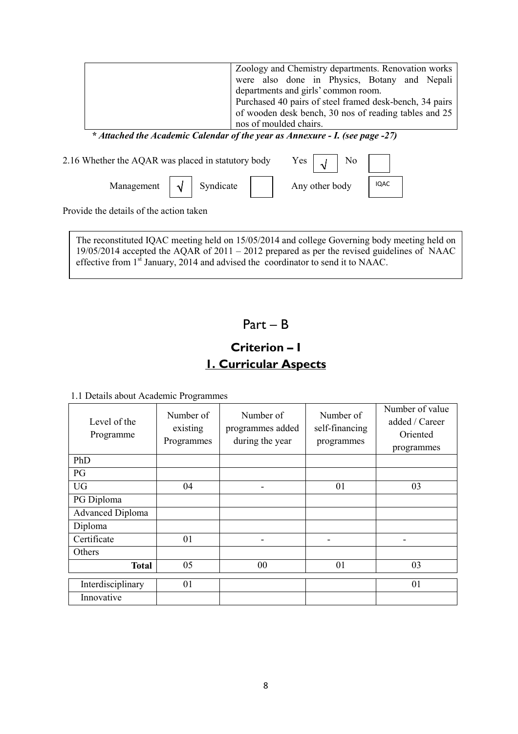|  | Zoology and Chemistry departments. Renovation works were also done in Physics, Botany and Nepali departments and girls' common room.<br>Purchased 40 pairs of steel framed desk-bench, 34 pairs of wooden desk bench, 30 nos of reading tables and 25 nos of moulded chairs. |
|---|---|

***\* Attached the Academic Calendar of the year as Annexure - I. (see page -27)***

2.16 Whether the AQAR was placed in statutory body Yes [√] No [ ]

Management [√] Syndicate [ ] Any other body [IQAC]

Provide the details of the action taken

> The reconstituted IQAC meeting held on 15/05/2014 and college Governing body meeting held on 19/05/2014 accepted the AQAR of 2011 – 2012 prepared as per the revised guidelines of NAAC effective from 1st January, 2014 and advised the coordinator to send it to NAAC.

# Part – B

## Criterion – I

## 1. Curricular Aspects

1.1 Details about Academic Programmes

| Level of the Programme | Number of existing Programmes | Number of programmes added during the year | Number of self-financing programmes | Number of value added / Career Oriented programmes |
|---|---|---|---|---|
| PhD | | | | |
| PG | | | | |
| UG | 04 | - | 01 | 03 |
| PG Diploma | | | | |
| Advanced Diploma | | | | |
| Diploma | | | | |
| Certificate | 01 | - | - | - |
| Others | | | | |
| **Total** | 05 | 00 | 01 | 03 |
| Interdisciplinary | 01 | | | 01 |
| Innovative | | | | |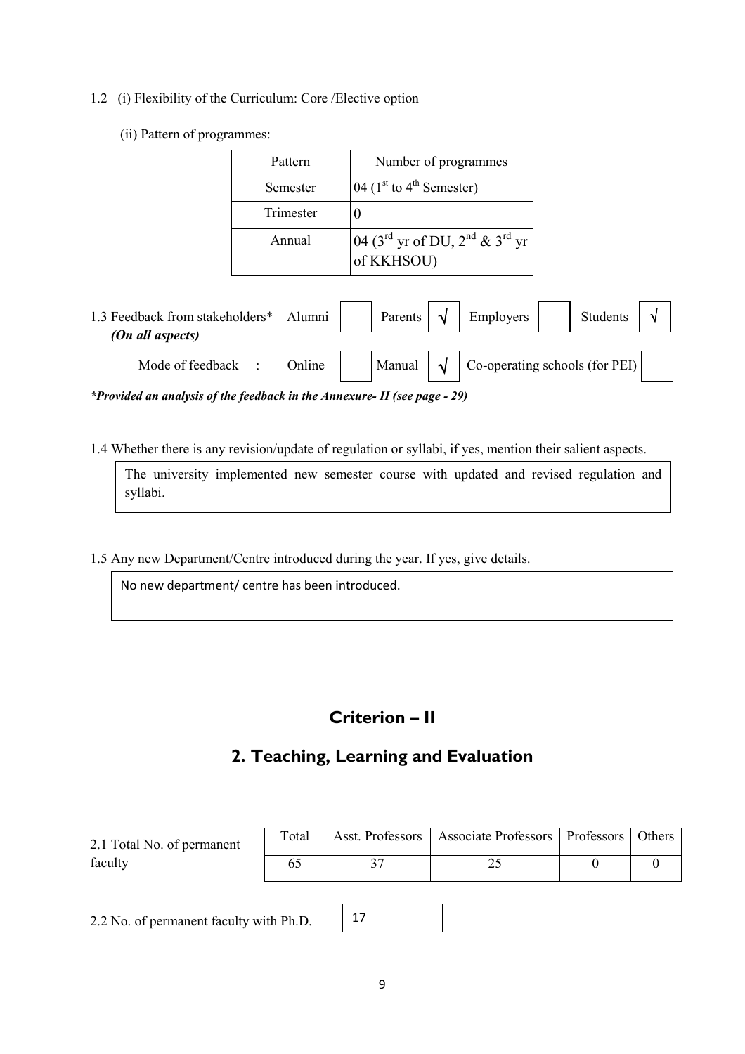1.2 (i) Flexibility of the Curriculum: Core /Elective option

(ii) Pattern of programmes:

| Pattern | Number of programmes |
|---|---|
| Semester | 04 (1st to 4th Semester) |
| Trimester | 0 |
| Annual | 04 (3rd yr of DU, 2nd & 3rd yr of KKHSOU) |

1.3 Feedback from stakeholders* *(On all aspects)*

| Alumni | | Parents | √ | Employers | | Students | √ |
|---|---|---|---|---|---|---|---|

Mode of feedback :

| Online | | Manual | √ | Co-operating schools (for PEI) | |
|---|---|---|---|---|---|

***Provided an analysis of the feedback in the Annexure- II (see page - 29)***

1.4 Whether there is any revision/update of regulation or syllabi, if yes, mention their salient aspects.

The university implemented new semester course with updated and revised regulation and syllabi.

1.5 Any new Department/Centre introduced during the year. If yes, give details.

No new department/ centre has been introduced.

## Criterion – II

## 2. Teaching, Learning and Evaluation

2.1 Total No. of permanent faculty

| Total | Asst. Professors | Associate Professors | Professors | Others |
|---|---|---|---|---|
| 65 | 37 | 25 | 0 | 0 |

2.2 No. of permanent faculty with Ph.D. 17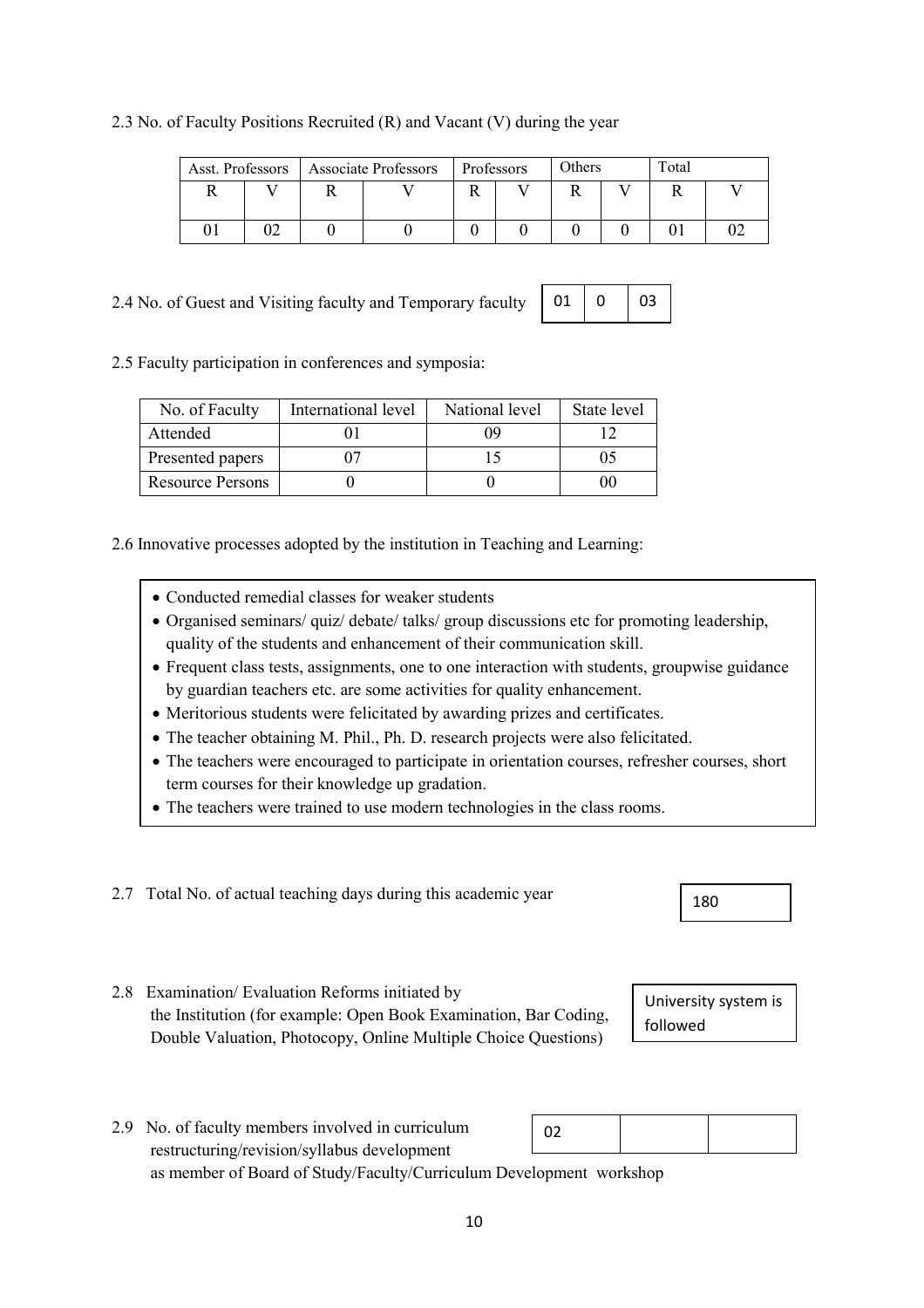2.3 No. of Faculty Positions Recruited (R) and Vacant (V) during the year

| Asst. Professors | | Associate Professors | | Professors | | Others | | Total | |
|---|---|---|---|---|---|---|---|---|---|
| R | V | R | V | R | V | R | V | R | V |
| 01 | 02 | 0 | 0 | 0 | 0 | 0 | 0 | 01 | 02 |

2.4 No. of Guest and Visiting faculty and Temporary faculty

| 01 | 0 | 03 |
|---|---|---|

2.5 Faculty participation in conferences and symposia:

| No. of Faculty | International level | National level | State level |
|---|---|---|---|
| Attended | 01 | 09 | 12 |
| Presented papers | 07 | 15 | 05 |
| Resource Persons | 0 | 0 | 00 |

2.6 Innovative processes adopted by the institution in Teaching and Learning:

- Conducted remedial classes for weaker students
- Organised seminars/ quiz/ debate/ talks/ group discussions etc for promoting leadership, quality of the students and enhancement of their communication skill.
- Frequent class tests, assignments, one to one interaction with students, groupwise guidance by guardian teachers etc. are some activities for quality enhancement.
- Meritorious students were felicitated by awarding prizes and certificates.
- The teacher obtaining M. Phil., Ph. D. research projects were also felicitated.
- The teachers were encouraged to participate in orientation courses, refresher courses, short term courses for their knowledge up gradation.
- The teachers were trained to use modern technologies in the class rooms.

2.7 Total No. of actual teaching days during this academic year: 180

2.8 Examination/ Evaluation Reforms initiated by the Institution (for example: Open Book Examination, Bar Coding, Double Valuation, Photocopy, Online Multiple Choice Questions): University system is followed

2.9 No. of faculty members involved in curriculum restructuring/revision/syllabus development as member of Board of Study/Faculty/Curriculum Development workshop

| 02 | | |
|---|---|---|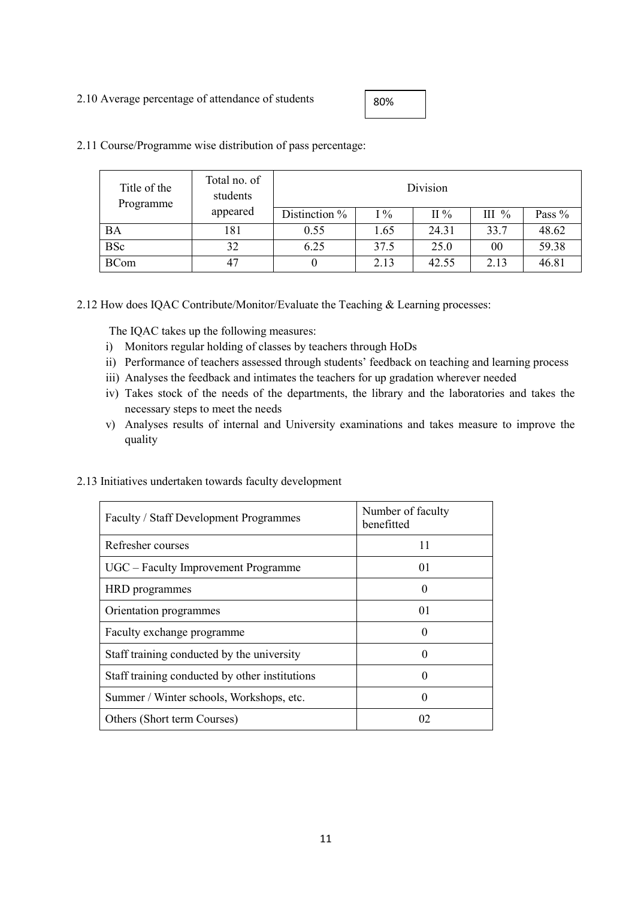2.10 Average percentage of attendance of students

80%

2.11 Course/Programme wise distribution of pass percentage:

| Title of the Programme | Total no. of students appeared | Division | | | | |
|---|---|---|---|---|---|---|
| | | Distinction % | I % | II % | III % | Pass % |
| BA | 181 | 0.55 | 1.65 | 24.31 | 33.7 | 48.62 |
| BSc | 32 | 6.25 | 37.5 | 25.0 | 00 | 59.38 |
| BCom | 47 | 0 | 2.13 | 42.55 | 2.13 | 46.81 |

2.12 How does IQAC Contribute/Monitor/Evaluate the Teaching & Learning processes:

The IQAC takes up the following measures:

i) Monitors regular holding of classes by teachers through HoDs
ii) Performance of teachers assessed through students' feedback on teaching and learning process
iii) Analyses the feedback and intimates the teachers for up gradation wherever needed
iv) Takes stock of the needs of the departments, the library and the laboratories and takes the necessary steps to meet the needs
v) Analyses results of internal and University examinations and takes measure to improve the quality

2.13 Initiatives undertaken towards faculty development

| Faculty / Staff Development Programmes | Number of faculty benefitted |
|---|---|
| Refresher courses | 11 |
| UGC – Faculty Improvement Programme | 01 |
| HRD programmes | 0 |
| Orientation programmes | 01 |
| Faculty exchange programme | 0 |
| Staff training conducted by the university | 0 |
| Staff training conducted by other institutions | 0 |
| Summer / Winter schools, Workshops, etc. | 0 |
| Others (Short term Courses) | 02 |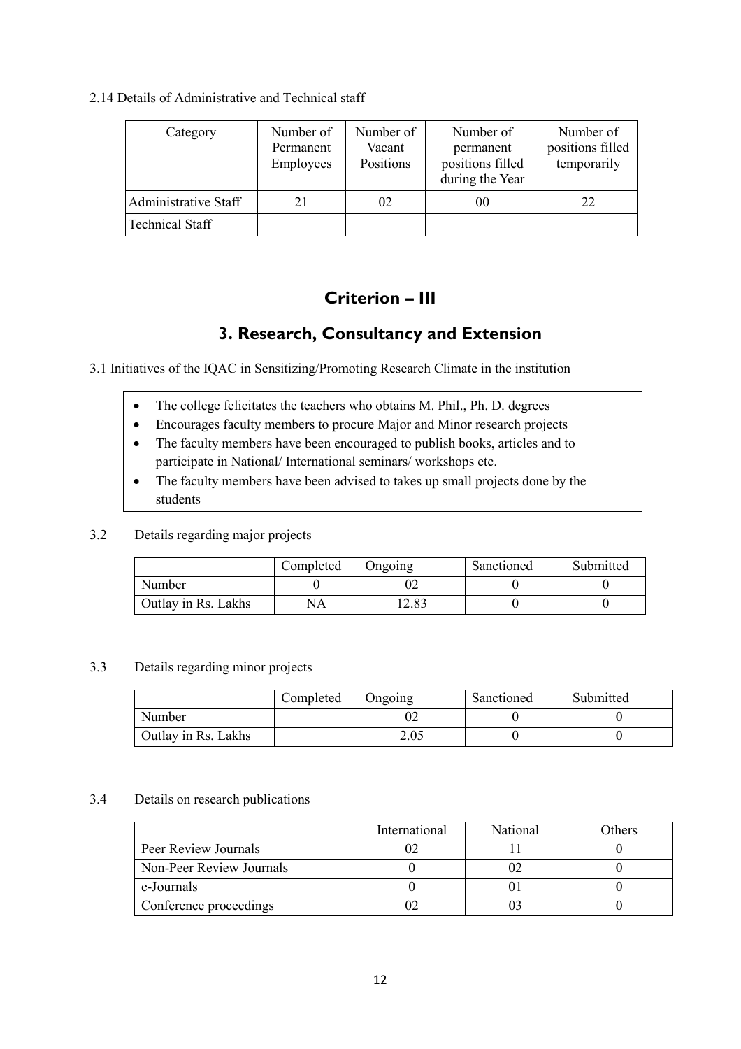2.14 Details of Administrative and Technical staff

| Category | Number of Permanent Employees | Number of Vacant Positions | Number of permanent positions filled during the Year | Number of positions filled temporarily |
|---|---|---|---|---|
| Administrative Staff | 21 | 02 | 00 | 22 |
| Technical Staff | | | | |

# Criterion – III

## 3. Research, Consultancy and Extension

3.1 Initiatives of the IQAC in Sensitizing/Promoting Research Climate in the institution

- The college felicitates the teachers who obtains M. Phil., Ph. D. degrees
- Encourages faculty members to procure Major and Minor research projects
- The faculty members have been encouraged to publish books, articles and to participate in National/ International seminars/ workshops etc.
- The faculty members have been advised to takes up small projects done by the students

3.2 Details regarding major projects

| | Completed | Ongoing | Sanctioned | Submitted |
|---|---|---|---|---|
| Number | 0 | 02 | 0 | 0 |
| Outlay in Rs. Lakhs | NA | 12.83 | 0 | 0 |

3.3 Details regarding minor projects

| | Completed | Ongoing | Sanctioned | Submitted |
|---|---|---|---|---|
| Number | | 02 | 0 | 0 |
| Outlay in Rs. Lakhs | | 2.05 | 0 | 0 |

3.4 Details on research publications

| | International | National | Others |
|---|---|---|---|
| Peer Review Journals | 02 | 11 | 0 |
| Non-Peer Review Journals | 0 | 02 | 0 |
| e-Journals | 0 | 01 | 0 |
| Conference proceedings | 02 | 03 | 0 |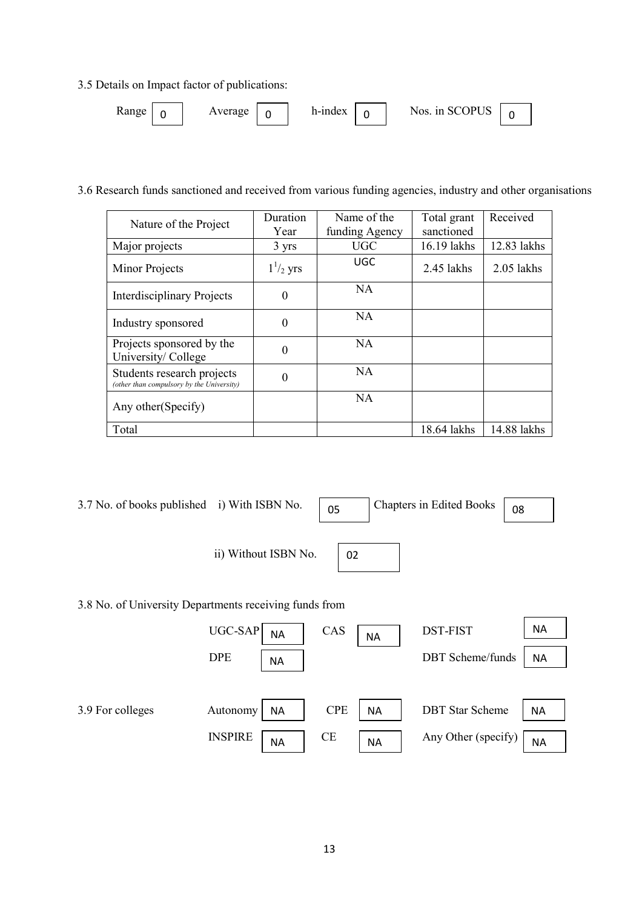3.5 Details on Impact factor of publications:

Range 0 Average 0 h-index 0 Nos. in SCOPUS 0

3.6 Research funds sanctioned and received from various funding agencies, industry and other organisations

| Nature of the Project | Duration Year | Name of the funding Agency | Total grant sanctioned | Received |
|---|---|---|---|---|
| Major projects | 3 yrs | UGC | 16.19 lakhs | 12.83 lakhs |
| Minor Projects | $1^1/_2$ yrs | UGC | 2.45 lakhs | 2.05 lakhs |
| Interdisciplinary Projects | 0 | NA | | |
| Industry sponsored | 0 | NA | | |
| Projects sponsored by the University/ College | 0 | NA | | |
| Students research projects *(other than compulsory by the University)* | 0 | NA | | |
| Any other(Specify) | | NA | | |
| Total | | | 18.64 lakhs | 14.88 lakhs |

3.7 No. of books published i) With ISBN No. 05 Chapters in Edited Books 08

ii) Without ISBN No. 02

3.8 No. of University Departments receiving funds from

UGC-SAP NA CAS NA DST-FIST NA

DPE NA DBT Scheme/funds NA

3.9 For colleges

Autonomy NA CPE NA DBT Star Scheme NA

INSPIRE NA CE NA Any Other (specify) NA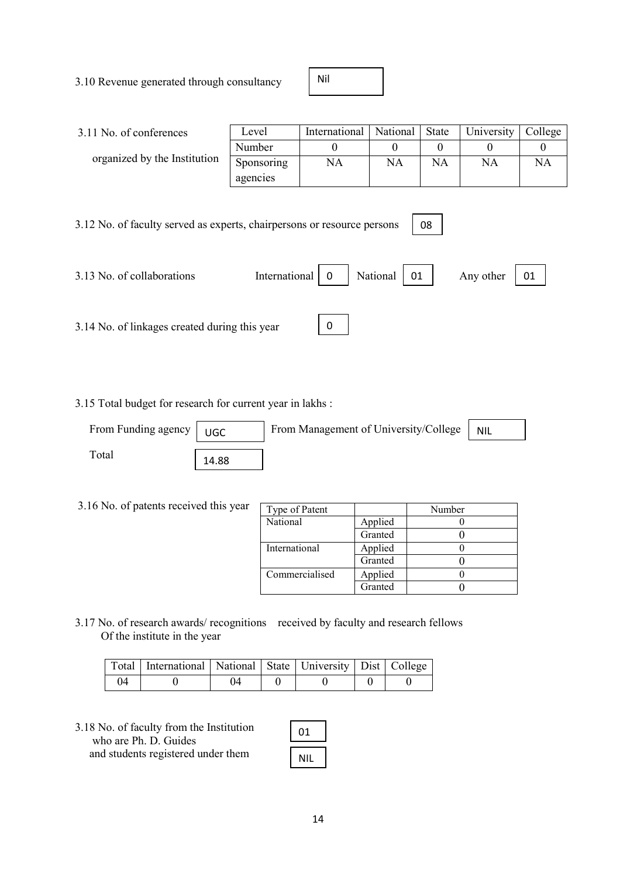3.10 Revenue generated through consultancy

| Nil |
|---|

3.11 No. of conferences organized by the Institution

| Level | International | National | State | University | College |
|---|---|---|---|---|---|
| Number | 0 | 0 | 0 | 0 | 0 |
| Sponsoring agencies | NA | NA | NA | NA | NA |

3.12 No. of faculty served as experts, chairpersons or resource persons: 08

3.13 No. of collaborations: International 0 | National 01 | Any other 01

3.14 No. of linkages created during this year: 0

3.15 Total budget for research for current year in lakhs :

From Funding agency: UGC | From Management of University/College: NIL

Total: 14.88

3.16 No. of patents received this year

| Type of Patent | | Number |
|---|---|---|
| National | Applied | 0 |
| | Granted | 0 |
| International | Applied | 0 |
| | Granted | 0 |
| Commercialised | Applied | 0 |
| | Granted | 0 |

3.17 No. of research awards/ recognitions received by faculty and research fellows Of the institute in the year

| Total | International | National | State | University | Dist | College |
|---|---|---|---|---|---|---|
| 04 | 0 | 04 | 0 | 0 | 0 | 0 |

3.18 No. of faculty from the Institution who are Ph. D. Guides: 01

and students registered under them: NIL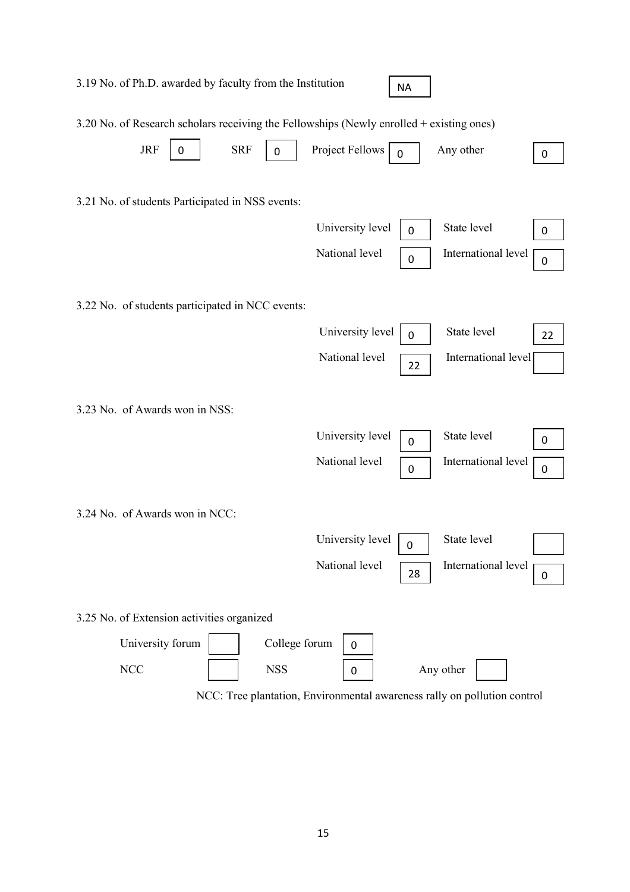3.19 No. of Ph.D. awarded by faculty from the Institution: NA

3.20 No. of Research scholars receiving the Fellowships (Newly enrolled + existing ones)

| JRF | SRF | Project Fellows | Any other |
|---|---|---|---|
| 0 | 0 | 0 | 0 |

3.21 No. of students Participated in NSS events:

| | | | |
|---|---|---|---|
| University level | 0 | State level | 0 |
| National level | 0 | International level | 0 |

3.22 No. of students participated in NCC events:

| | | | |
|---|---|---|---|
| University level | 0 | State level | 22 |
| National level | 22 | International level | |

3.23 No. of Awards won in NSS:

| | | | |
|---|---|---|---|
| University level | 0 | State level | 0 |
| National level | 0 | International level | 0 |

3.24 No. of Awards won in NCC:

| | | | |
|---|---|---|---|
| University level | 0 | State level | |
| National level | 28 | International level | 0 |

3.25 No. of Extension activities organized

| | | | | | |
|---|---|---|---|---|---|
| University forum | | College forum | 0 | | |
| NCC | | NSS | 0 | Any other | |

NCC: Tree plantation, Environmental awareness rally on pollution control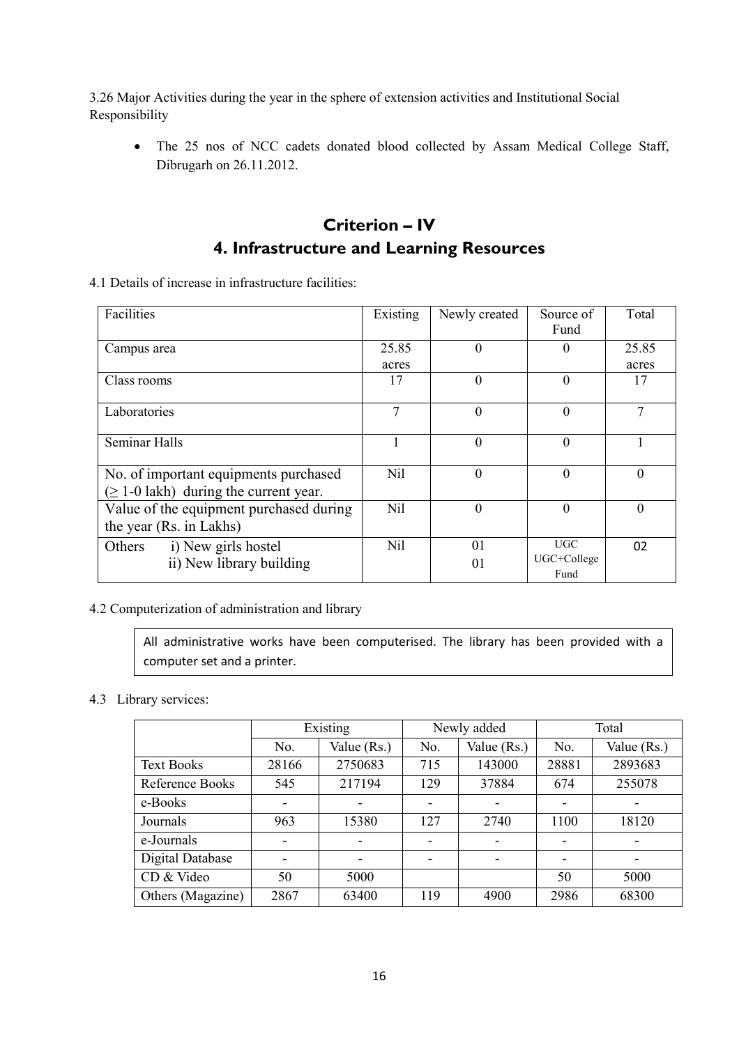3.26 Major Activities during the year in the sphere of extension activities and Institutional Social Responsibility

- The 25 nos of NCC cadets donated blood collected by Assam Medical College Staff, Dibrugarh on 26.11.2012.

# Criterion – IV

## 4. Infrastructure and Learning Resources

4.1 Details of increase in infrastructure facilities:

| Facilities | Existing | Newly created | Source of Fund | Total |
|---|---|---|---|---|
| Campus area | 25.85 acres | 0 | 0 | 25.85 acres |
| Class rooms | 17 | 0 | 0 | 17 |
| Laboratories | 7 | 0 | 0 | 7 |
| Seminar Halls | 1 | 0 | 0 | 1 |
| No. of important equipments purchased (≥ 1-0 lakh) during the current year. | Nil | 0 | 0 | 0 |
| Value of the equipment purchased during the year (Rs. in Lakhs) | Nil | 0 | 0 | 0 |
| Others i) New girls hostel<br>ii) New library building | Nil | 01<br>01 | UGC<br>UGC+College Fund | 02 |

4.2 Computerization of administration and library

All administrative works have been computerised. The library has been provided with a computer set and a printer.

4.3 Library services:

| | Existing | | Newly added | | Total | |
|---|---|---|---|---|---|---|
| | No. | Value (Rs.) | No. | Value (Rs.) | No. | Value (Rs.) |
| Text Books | 28166 | 2750683 | 715 | 143000 | 28881 | 2893683 |
| Reference Books | 545 | 217194 | 129 | 37884 | 674 | 255078 |
| e-Books | - | - | - | - | - | - |
| Journals | 963 | 15380 | 127 | 2740 | 1100 | 18120 |
| e-Journals | - | - | - | - | - | - |
| Digital Database | - | - | - | - | - | - |
| CD & Video | 50 | 5000 | | | 50 | 5000 |
| Others (Magazine) | 2867 | 63400 | 119 | 4900 | 2986 | 68300 |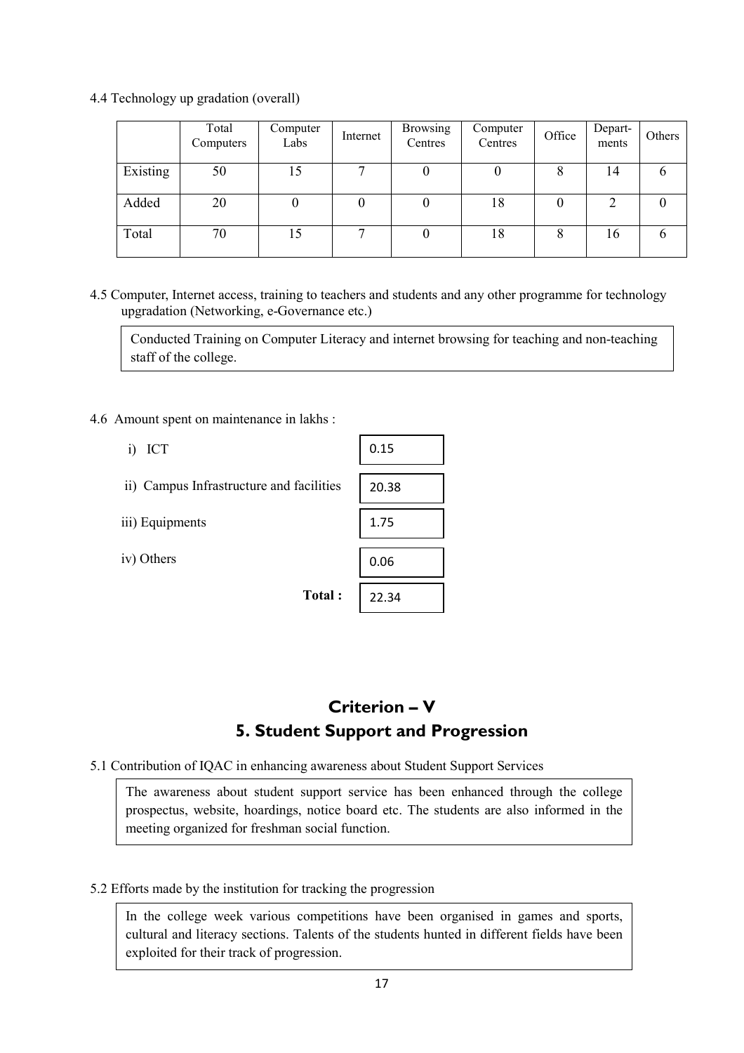4.4 Technology up gradation (overall)

| | Total Computers | Computer Labs | Internet | Browsing Centres | Computer Centres | Office | Depart-ments | Others |
|---|---|---|---|---|---|---|---|---|
| Existing | 50 | 15 | 7 | 0 | 0 | 8 | 14 | 6 |
| Added | 20 | 0 | 0 | 0 | 18 | 0 | 2 | 0 |
| Total | 70 | 15 | 7 | 0 | 18 | 8 | 16 | 6 |

4.5 Computer, Internet access, training to teachers and students and any other programme for technology upgradation (Networking, e-Governance etc.)

> Conducted Training on Computer Literacy and internet browsing for teaching and non-teaching staff of the college.

4.6 Amount spent on maintenance in lakhs :

| | |
|---|---|
| i) ICT | 0.15 |
| ii) Campus Infrastructure and facilities | 20.38 |
| iii) Equipments | 1.75 |
| iv) Others | 0.06 |
| **Total :** | 22.34 |

# Criterion – V
## 5. Student Support and Progression

5.1 Contribution of IQAC in enhancing awareness about Student Support Services

> The awareness about student support service has been enhanced through the college prospectus, website, hoardings, notice board etc. The students are also informed in the meeting organized for freshman social function.

5.2 Efforts made by the institution for tracking the progression

> In the college week various competitions have been organised in games and sports, cultural and literacy sections. Talents of the students hunted in different fields have been exploited for their track of progression.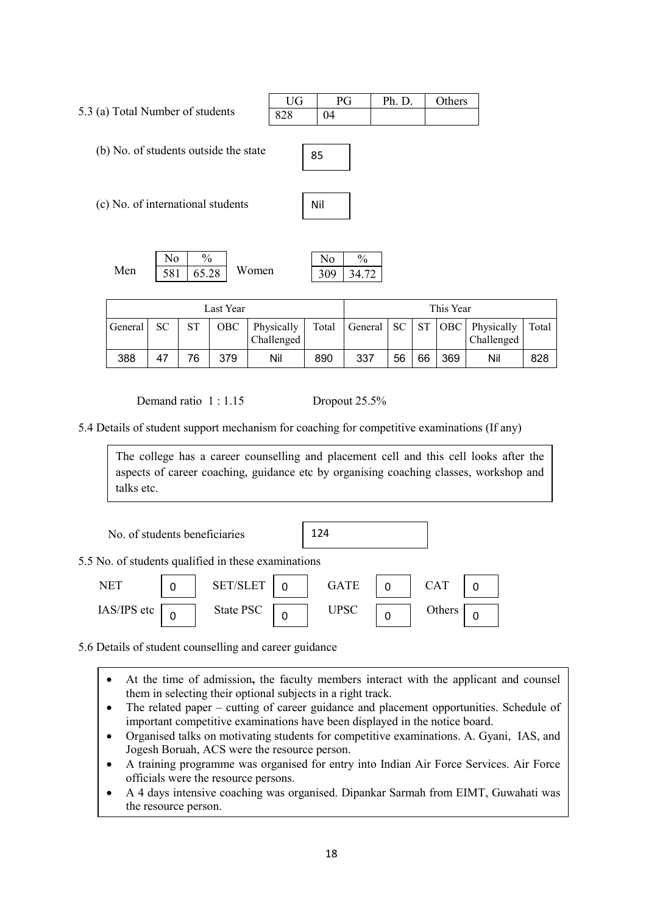5.3 (a) Total Number of students

| UG | PG | Ph. D. | Others |
|---|---|---|---|
| 828 | 04 | | |

(b) No. of students outside the state: 85

(c) No. of international students: Nil

| | No | % |
|---|---|---|
| Men | 581 | 65.28 |
| Women | 309 | 34.72 |

| Last Year | | | | | | This Year | | | | | |
|---|---|---|---|---|---|---|---|---|---|---|---|
| General | SC | ST | OBC | Physically Challenged | Total | General | SC | ST | OBC | Physically Challenged | Total |
| 388 | 47 | 76 | 379 | Nil | 890 | 337 | 56 | 66 | 369 | Nil | 828 |

Demand ratio 1 : 1.15 Dropout 25.5%

5.4 Details of student support mechanism for coaching for competitive examinations (If any)

The college has a career counselling and placement cell and this cell looks after the aspects of career coaching, guidance etc by organising coaching classes, workshop and talks etc.

No. of students beneficiaries: 124

5.5 No. of students qualified in these examinations

| NET | 0 | SET/SLET | 0 | GATE | 0 | CAT | 0 |
|---|---|---|---|---|---|---|---|
| IAS/IPS etc | 0 | State PSC | 0 | UPSC | 0 | Others | 0 |

5.6 Details of student counselling and career guidance

- At the time of admission**,** the faculty members interact with the applicant and counsel them in selecting their optional subjects in a right track.
- The related paper – cutting of career guidance and placement opportunities. Schedule of important competitive examinations have been displayed in the notice board.
- Organised talks on motivating students for competitive examinations. A. Gyani, IAS, and Jogesh Boruah, ACS were the resource person.
- A training programme was organised for entry into Indian Air Force Services. Air Force officials were the resource persons.
- A 4 days intensive coaching was organised. Dipankar Sarmah from EIMT, Guwahati was the resource person.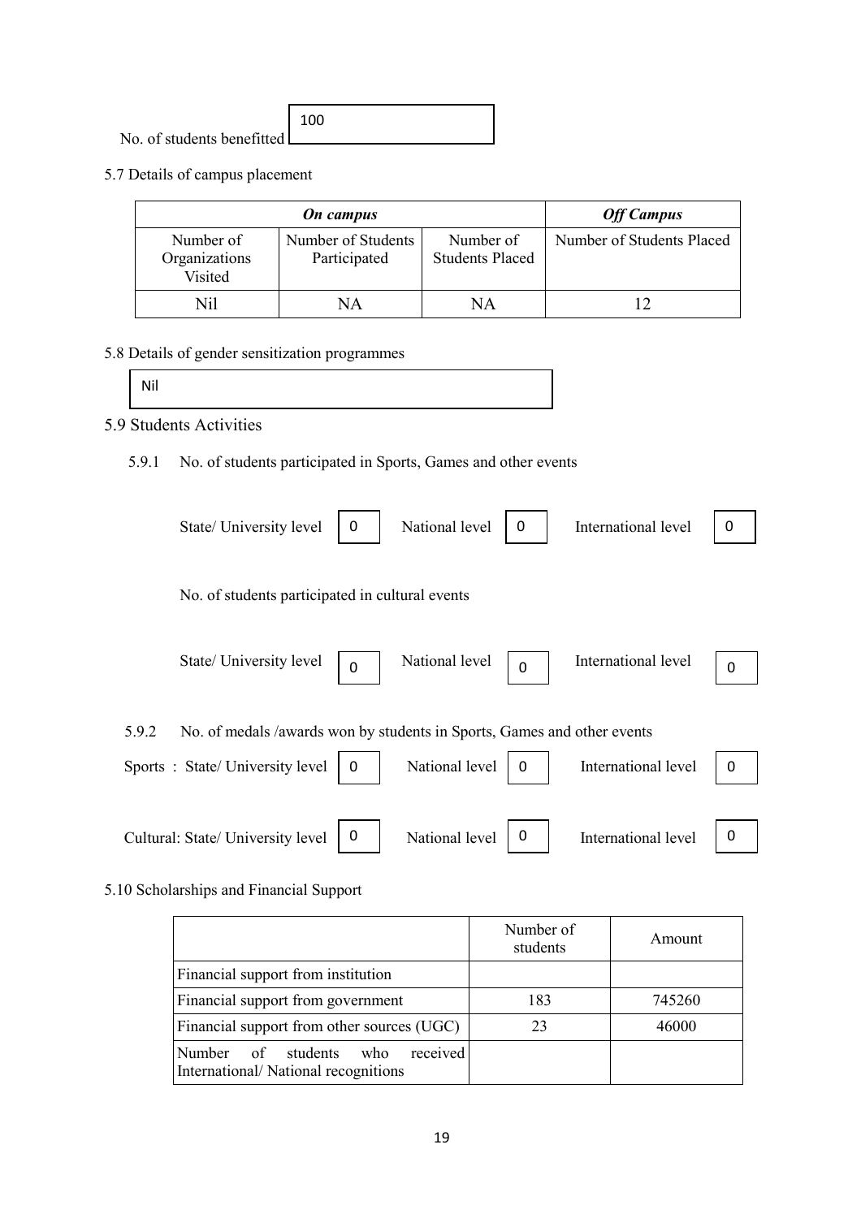No. of students benefitted: 100

5.7 Details of campus placement

| *On campus* | | | *Off Campus* |
|---|---|---|---|
| Number of Organizations Visited | Number of Students Participated | Number of Students Placed | Number of Students Placed |
| Nil | NA | NA | 12 |

5.8 Details of gender sensitization programmes

Nil

5.9 Students Activities

5.9.1 No. of students participated in Sports, Games and other events

State/ University level: 0 National level: 0 International level: 0

No. of students participated in cultural events

State/ University level: 0 National level: 0 International level: 0

5.9.2 No. of medals /awards won by students in Sports, Games and other events

Sports : State/ University level: 0 National level: 0 International level: 0

Cultural: State/ University level: 0 National level: 0 International level: 0

5.10 Scholarships and Financial Support

| | Number of students | Amount |
|---|---|---|
| Financial support from institution | | |
| Financial support from government | 183 | 745260 |
| Financial support from other sources (UGC) | 23 | 46000 |
| Number of students who received International/ National recognitions | | |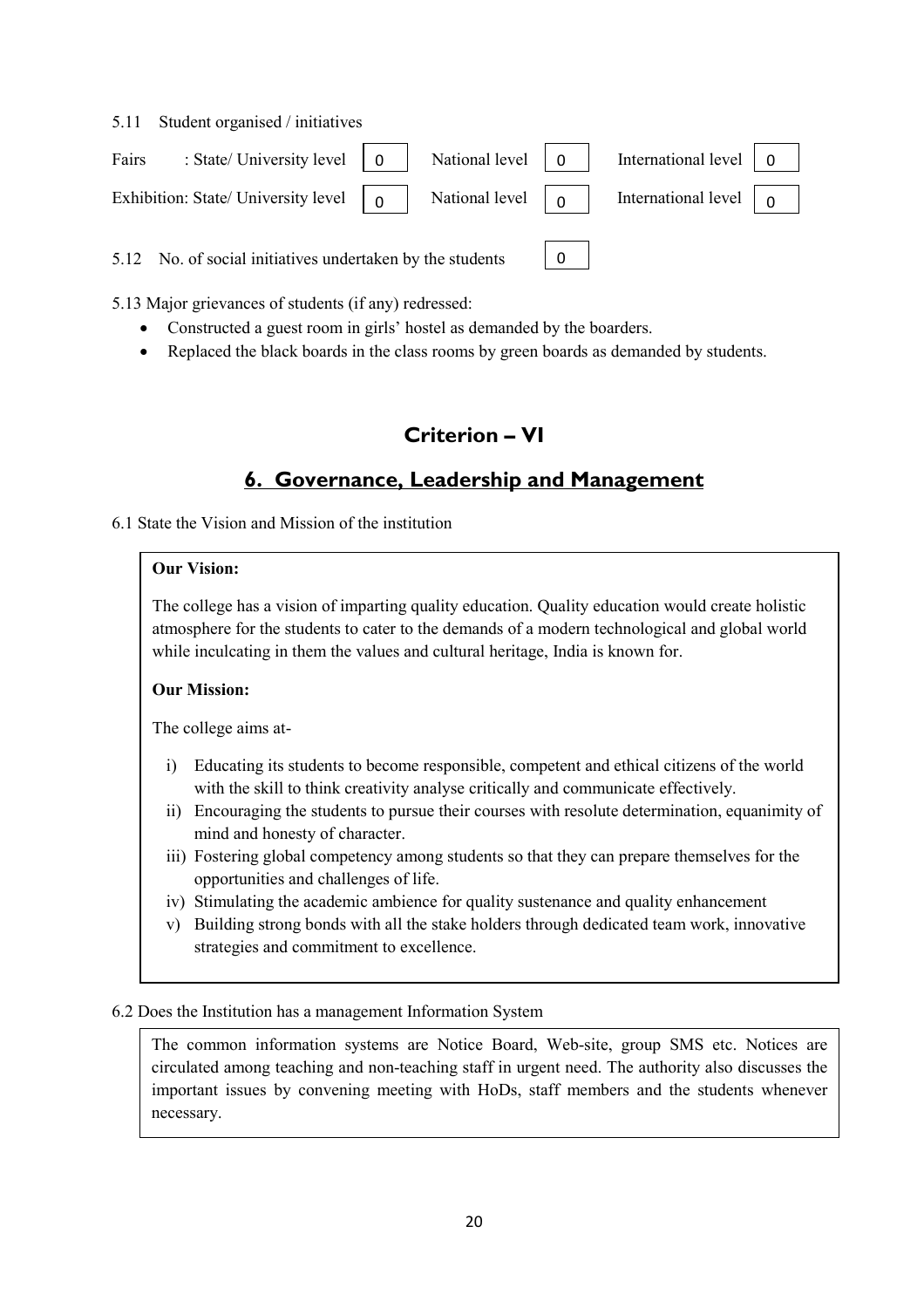5.11 Student organised / initiatives

| | State/ University level | National level | International level |
|---|---|---|---|
| Fairs | 0 | 0 | 0 |
| Exhibition | 0 | 0 | 0 |

5.12 No. of social initiatives undertaken by the students: 0

5.13 Major grievances of students (if any) redressed:

- Constructed a guest room in girls' hostel as demanded by the boarders.
- Replaced the black boards in the class rooms by green boards as demanded by students.

# Criterion – VI

## 6. Governance, Leadership and Management

6.1 State the Vision and Mission of the institution

**Our Vision:**

The college has a vision of imparting quality education. Quality education would create holistic atmosphere for the students to cater to the demands of a modern technological and global world while inculcating in them the values and cultural heritage, India is known for.

**Our Mission:**

The college aims at-

i) Educating its students to become responsible, competent and ethical citizens of the world with the skill to think creativity analyse critically and communicate effectively.
ii) Encouraging the students to pursue their courses with resolute determination, equanimity of mind and honesty of character.
iii) Fostering global competency among students so that they can prepare themselves for the opportunities and challenges of life.
iv) Stimulating the academic ambience for quality sustenance and quality enhancement
v) Building strong bonds with all the stake holders through dedicated team work, innovative strategies and commitment to excellence.

6.2 Does the Institution has a management Information System

The common information systems are Notice Board, Web-site, group SMS etc. Notices are circulated among teaching and non-teaching staff in urgent need. The authority also discusses the important issues by convening meeting with HoDs, staff members and the students whenever necessary.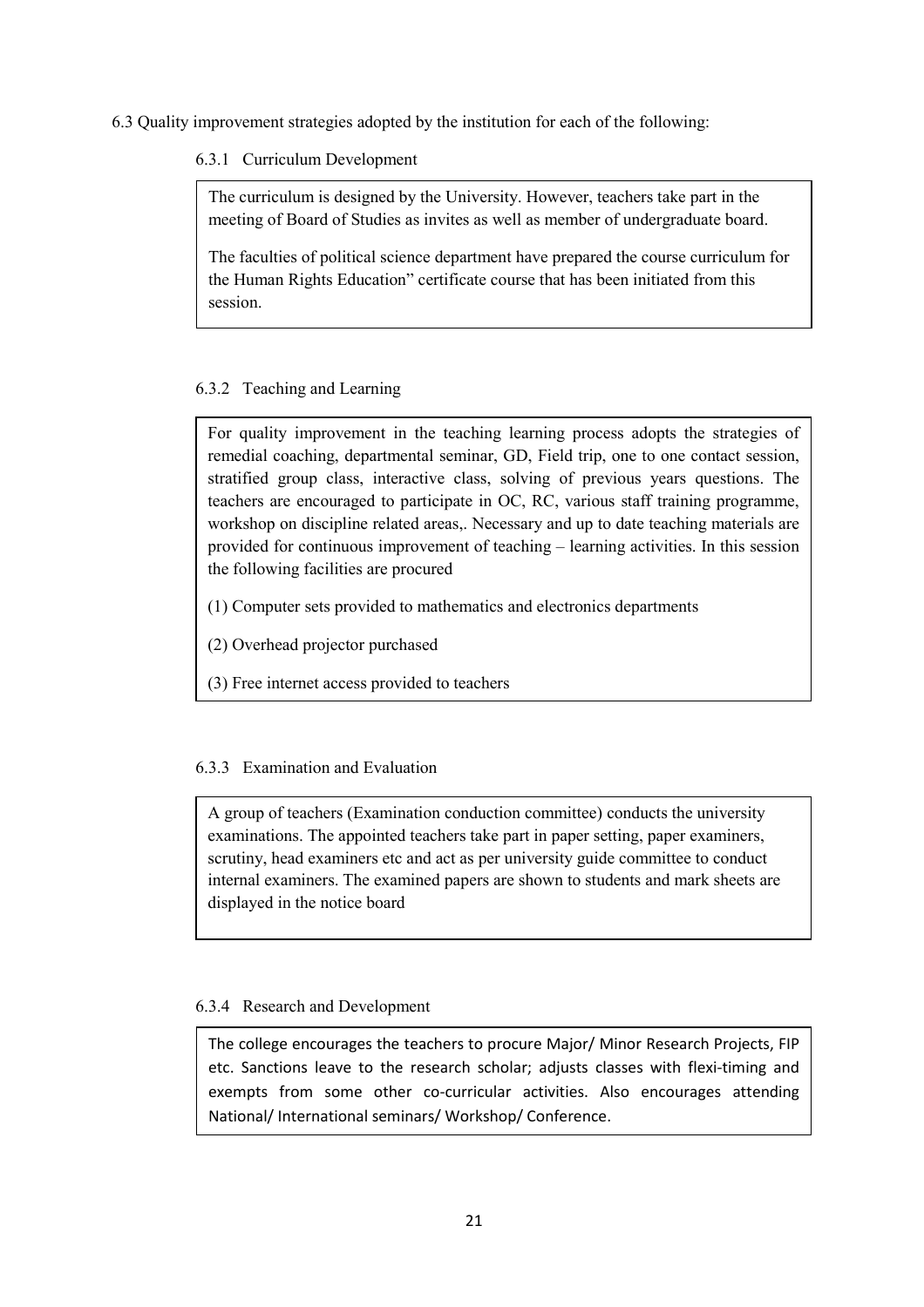6.3 Quality improvement strategies adopted by the institution for each of the following:

6.3.1 Curriculum Development

The curriculum is designed by the University. However, teachers take part in the meeting of Board of Studies as invites as well as member of undergraduate board.

The faculties of political science department have prepared the course curriculum for the Human Rights Education" certificate course that has been initiated from this session.

6.3.2 Teaching and Learning

For quality improvement in the teaching learning process adopts the strategies of remedial coaching, departmental seminar, GD, Field trip, one to one contact session, stratified group class, interactive class, solving of previous years questions. The teachers are encouraged to participate in OC, RC, various staff training programme, workshop on discipline related areas,. Necessary and up to date teaching materials are provided for continuous improvement of teaching – learning activities. In this session the following facilities are procured

(1) Computer sets provided to mathematics and electronics departments

(2) Overhead projector purchased

(3) Free internet access provided to teachers

6.3.3 Examination and Evaluation

A group of teachers (Examination conduction committee) conducts the university examinations. The appointed teachers take part in paper setting, paper examiners, scrutiny, head examiners etc and act as per university guide committee to conduct internal examiners. The examined papers are shown to students and mark sheets are displayed in the notice board

6.3.4 Research and Development

The college encourages the teachers to procure Major/ Minor Research Projects, FIP etc. Sanctions leave to the research scholar; adjusts classes with flexi-timing and exempts from some other co-curricular activities. Also encourages attending National/ International seminars/ Workshop/ Conference.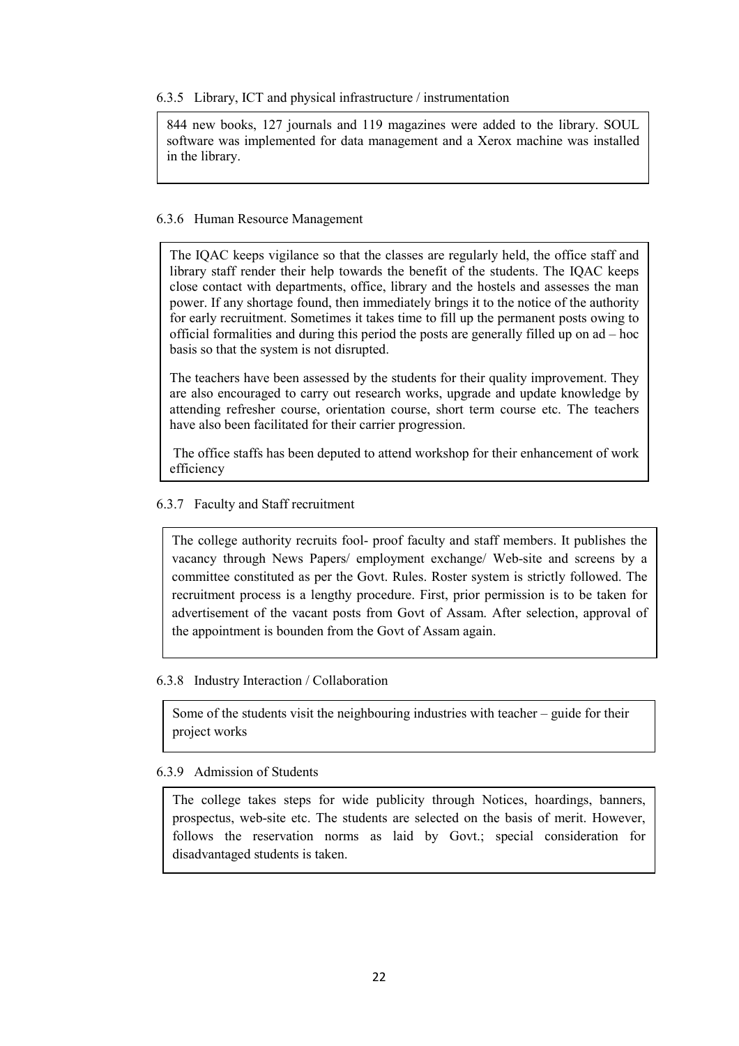### 6.3.5 Library, ICT and physical infrastructure / instrumentation

844 new books, 127 journals and 119 magazines were added to the library. SOUL software was implemented for data management and a Xerox machine was installed in the library.

### 6.3.6 Human Resource Management

The IQAC keeps vigilance so that the classes are regularly held, the office staff and library staff render their help towards the benefit of the students. The IQAC keeps close contact with departments, office, library and the hostels and assesses the man power. If any shortage found, then immediately brings it to the notice of the authority for early recruitment. Sometimes it takes time to fill up the permanent posts owing to official formalities and during this period the posts are generally filled up on ad – hoc basis so that the system is not disrupted.

The teachers have been assessed by the students for their quality improvement. They are also encouraged to carry out research works, upgrade and update knowledge by attending refresher course, orientation course, short term course etc. The teachers have also been facilitated for their carrier progression.

The office staffs has been deputed to attend workshop for their enhancement of work efficiency

### 6.3.7 Faculty and Staff recruitment

The college authority recruits fool- proof faculty and staff members. It publishes the vacancy through News Papers/ employment exchange/ Web-site and screens by a committee constituted as per the Govt. Rules. Roster system is strictly followed. The recruitment process is a lengthy procedure. First, prior permission is to be taken for advertisement of the vacant posts from Govt of Assam. After selection, approval of the appointment is bounden from the Govt of Assam again.

### 6.3.8 Industry Interaction / Collaboration

Some of the students visit the neighbouring industries with teacher – guide for their project works

### 6.3.9 Admission of Students

The college takes steps for wide publicity through Notices, hoardings, banners, prospectus, web-site etc. The students are selected on the basis of merit. However, follows the reservation norms as laid by Govt.; special consideration for disadvantaged students is taken.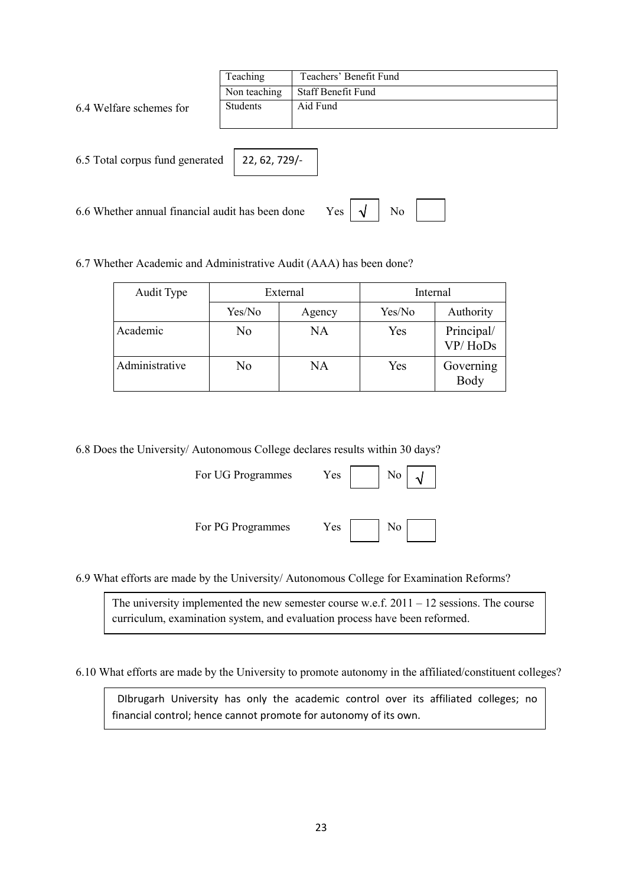6.4 Welfare schemes for

| | |
|---|---|
| Teaching | Teachers' Benefit Fund |
| Non teaching | Staff Benefit Fund |
| Students | Aid Fund |

6.5 Total corpus fund generated: 22, 62, 729/-

6.6 Whether annual financial audit has been done Yes [√] No [ ]

6.7 Whether Academic and Administrative Audit (AAA) has been done?

| Audit Type | External | | Internal | |
|---|---|---|---|---|
| | Yes/No | Agency | Yes/No | Authority |
| Academic | No | NA | Yes | Principal/ VP/ HoDs |
| Administrative | No | NA | Yes | Governing Body |

6.8 Does the University/ Autonomous College declares results within 30 days?

For UG Programmes Yes [ ] No [√]

For PG Programmes Yes [ ] No [ ]

6.9 What efforts are made by the University/ Autonomous College for Examination Reforms?

The university implemented the new semester course w.e.f. 2011 – 12 sessions. The course curriculum, examination system, and evaluation process have been reformed.

6.10 What efforts are made by the University to promote autonomy in the affiliated/constituent colleges?

DIbrugarh University has only the academic control over its affiliated colleges; no financial control; hence cannot promote for autonomy of its own.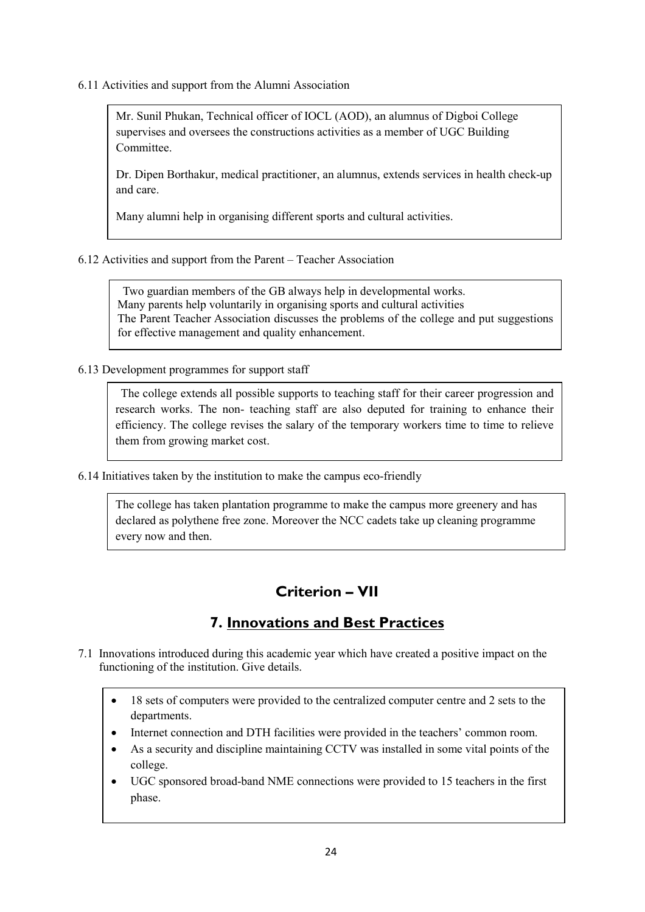6.11 Activities and support from the Alumni Association

Mr. Sunil Phukan, Technical officer of IOCL (AOD), an alumnus of Digboi College supervises and oversees the constructions activities as a member of UGC Building Committee.

Dr. Dipen Borthakur, medical practitioner, an alumnus, extends services in health check-up and care.

Many alumni help in organising different sports and cultural activities.

6.12 Activities and support from the Parent – Teacher Association

Two guardian members of the GB always help in developmental works.
Many parents help voluntarily in organising sports and cultural activities
The Parent Teacher Association discusses the problems of the college and put suggestions for effective management and quality enhancement.

6.13 Development programmes for support staff

The college extends all possible supports to teaching staff for their career progression and research works. The non- teaching staff are also deputed for training to enhance their efficiency. The college revises the salary of the temporary workers time to time to relieve them from growing market cost.

6.14 Initiatives taken by the institution to make the campus eco-friendly

The college has taken plantation programme to make the campus more greenery and has declared as polythene free zone. Moreover the NCC cadets take up cleaning programme every now and then.

## Criterion – VII

## 7. Innovations and Best Practices

7.1 Innovations introduced during this academic year which have created a positive impact on the functioning of the institution. Give details.

- 18 sets of computers were provided to the centralized computer centre and 2 sets to the departments.
- Internet connection and DTH facilities were provided in the teachers' common room.
- As a security and discipline maintaining CCTV was installed in some vital points of the college.
- UGC sponsored broad-band NME connections were provided to 15 teachers in the first phase.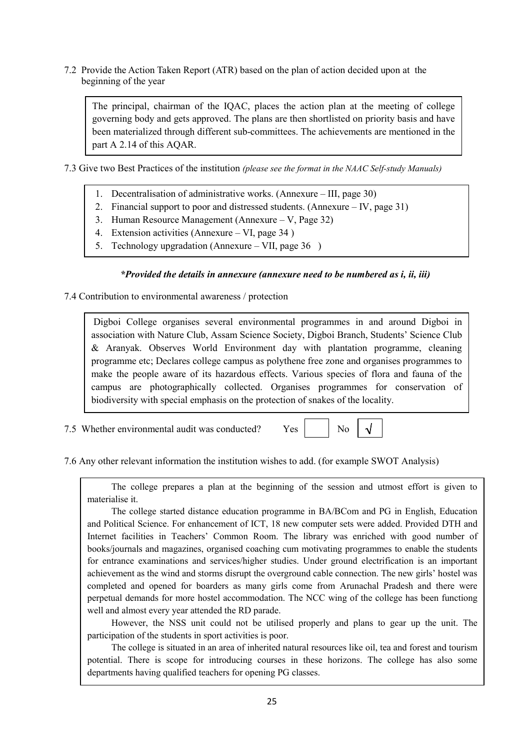7.2 Provide the Action Taken Report (ATR) based on the plan of action decided upon at the beginning of the year

The principal, chairman of the IQAC, places the action plan at the meeting of college governing body and gets approved. The plans are then shortlisted on priority basis and have been materialized through different sub-committees. The achievements are mentioned in the part A 2.14 of this AQAR.

7.3 Give two Best Practices of the institution *(please see the format in the NAAC Self-study Manuals)*

1. Decentralisation of administrative works. (Annexure – III, page 30)
2. Financial support to poor and distressed students. (Annexure – IV, page 31)
3. Human Resource Management (Annexure – V, Page 32)
4. Extension activities (Annexure – VI, page 34 )
5. Technology upgradation (Annexure – VII, page 36 )

***Provided the details in annexure (annexure need to be numbered as i, ii, iii)***

7.4 Contribution to environmental awareness / protection

Digboi College organises several environmental programmes in and around Digboi in association with Nature Club, Assam Science Society, Digboi Branch, Students' Science Club & Aranyak. Observes World Environment day with plantation programme, cleaning programme etc; Declares college campus as polythene free zone and organises programmes to make the people aware of its hazardous effects. Various species of flora and fauna of the campus are photographically collected. Organises programmes for conservation of biodiversity with special emphasis on the protection of snakes of the locality.

7.5 Whether environmental audit was conducted? Yes [ ] No [√]

7.6 Any other relevant information the institution wishes to add. (for example SWOT Analysis)

The college prepares a plan at the beginning of the session and utmost effort is given to materialise it.

The college started distance education programme in BA/BCom and PG in English, Education and Political Science. For enhancement of ICT, 18 new computer sets were added. Provided DTH and Internet facilities in Teachers' Common Room. The library was enriched with good number of books/journals and magazines, organised coaching cum motivating programmes to enable the students for entrance examinations and services/higher studies. Under ground electrification is an important achievement as the wind and storms disrupt the overground cable connection. The new girls' hostel was completed and opened for boarders as many girls come from Arunachal Pradesh and there were perpetual demands for more hostel accommodation. The NCC wing of the college has been functiong well and almost every year attended the RD parade.

However, the NSS unit could not be utilised properly and plans to gear up the unit. The participation of the students in sport activities is poor.

The college is situated in an area of inherited natural resources like oil, tea and forest and tourism potential. There is scope for introducing courses in these horizons. The college has also some departments having qualified teachers for opening PG classes.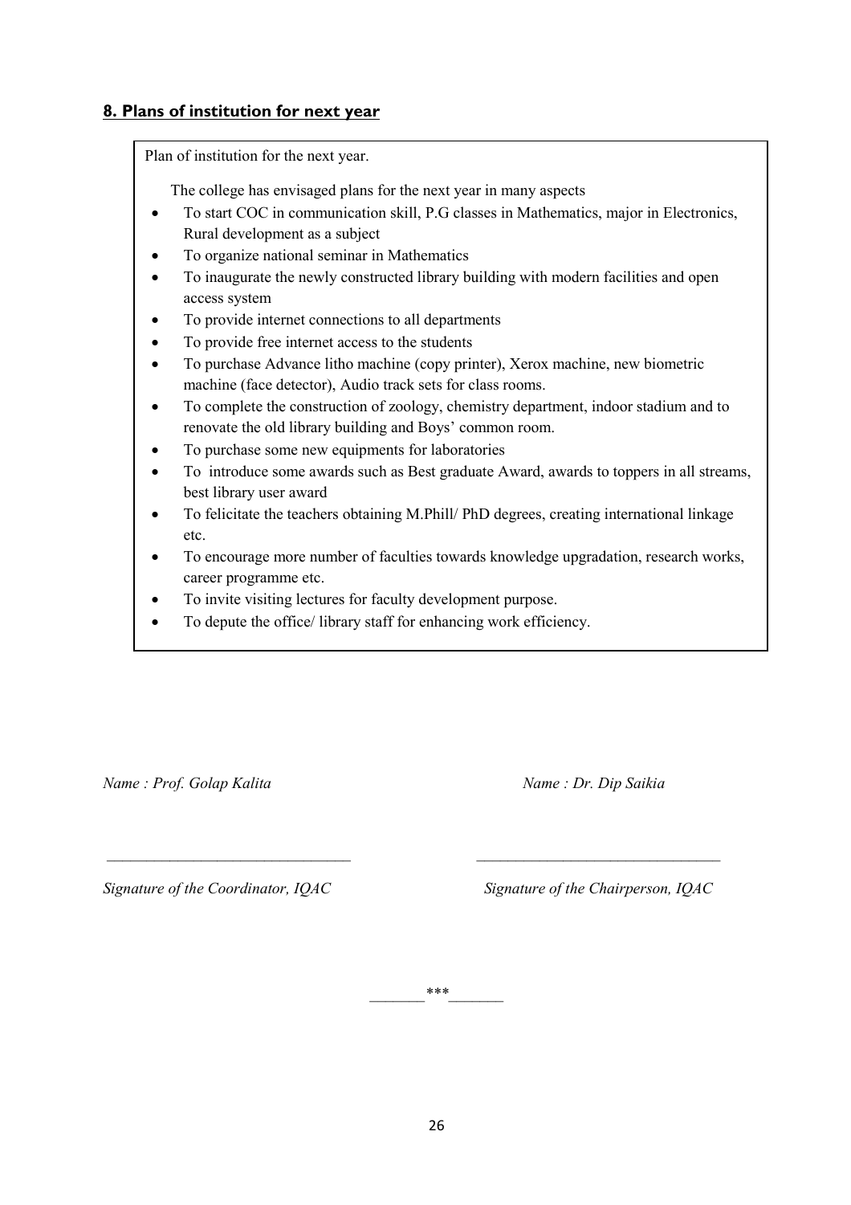## 8. Plans of institution for next year

Plan of institution for the next year.

The college has envisaged plans for the next year in many aspects

- To start COC in communication skill, P.G classes in Mathematics, major in Electronics, Rural development as a subject
- To organize national seminar in Mathematics
- To inaugurate the newly constructed library building with modern facilities and open access system
- To provide internet connections to all departments
- To provide free internet access to the students
- To purchase Advance litho machine (copy printer), Xerox machine, new biometric machine (face detector), Audio track sets for class rooms.
- To complete the construction of zoology, chemistry department, indoor stadium and to renovate the old library building and Boys' common room.
- To purchase some new equipments for laboratories
- To introduce some awards such as Best graduate Award, awards to toppers in all streams, best library user award
- To felicitate the teachers obtaining M.Phill/ PhD degrees, creating international linkage etc.
- To encourage more number of faculties towards knowledge upgradation, research works, career programme etc.
- To invite visiting lectures for faculty development purpose.
- To depute the office/ library staff for enhancing work efficiency.

*Name : Prof. Golap Kalita*

_______________________________

*Signature of the Coordinator, IQAC*

*Name : Dr. Dip Saikia*

_______________________________

*Signature of the Chairperson, IQAC*

_______***_______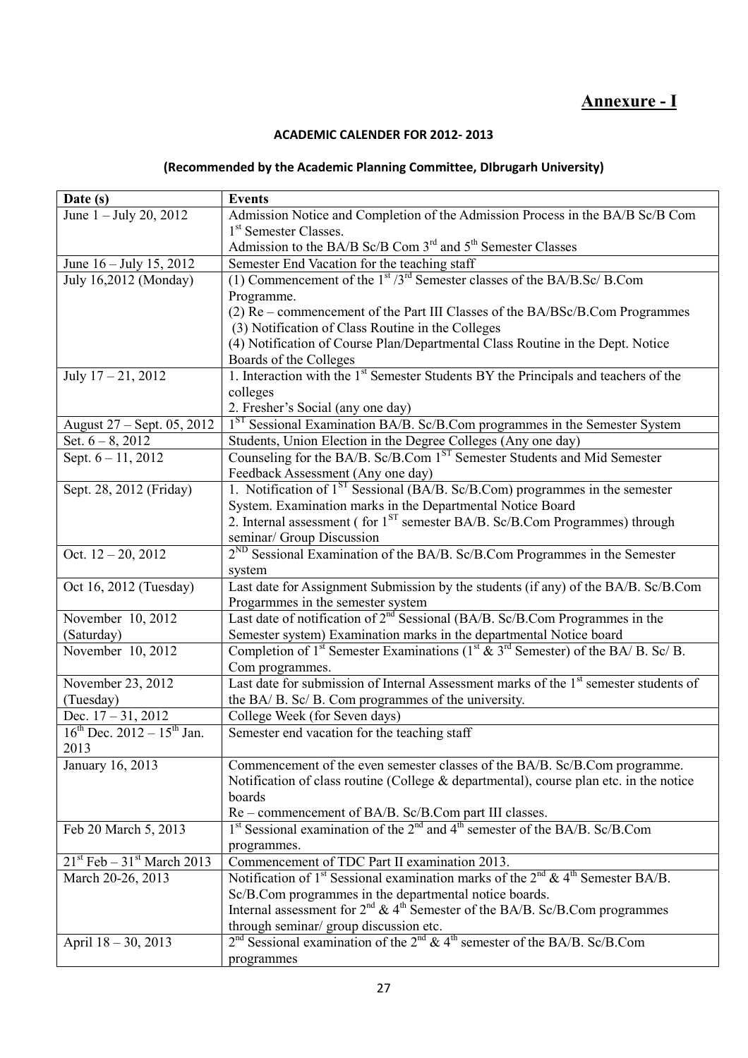## Annexure - I

### ACADEMIC CALENDER FOR 2012- 2013

### (Recommended by the Academic Planning Committee, DIbrugarh University)

| Date (s) | Events |
|---|---|
| June 1 – July 20, 2012 | Admission Notice and Completion of the Admission Process in the BA/B Sc/B Com 1st Semester Classes. Admission to the BA/B Sc/B Com 3rd and 5th Semester Classes |
| June 16 – July 15, 2012 | Semester End Vacation for the teaching staff |
| July 16,2012 (Monday) | (1) Commencement of the 1st /3rd Semester classes of the BA/B.Sc/ B.Com Programme. (2) Re – commencement of the Part III Classes of the BA/BSc/B.Com Programmes (3) Notification of Class Routine in the Colleges (4) Notification of Course Plan/Departmental Class Routine in the Dept. Notice Boards of the Colleges |
| July 17 – 21, 2012 | 1. Interaction with the 1st Semester Students BY the Principals and teachers of the colleges 2. Fresher's Social (any one day) |
| August 27 – Sept. 05, 2012 | 1ST Sessional Examination BA/B. Sc/B.Com programmes in the Semester System |
| Set. 6 – 8, 2012 | Students, Union Election in the Degree Colleges (Any one day) |
| Sept. 6 – 11, 2012 | Counseling for the BA/B. Sc/B.Com 1ST Semester Students and Mid Semester Feedback Assessment (Any one day) |
| Sept. 28, 2012 (Friday) | 1. Notification of 1ST Sessional (BA/B. Sc/B.Com) programmes in the semester System. Examination marks in the Departmental Notice Board 2. Internal assessment ( for 1ST semester BA/B. Sc/B.Com Programmes) through seminar/ Group Discussion |
| Oct. 12 – 20, 2012 | 2ND Sessional Examination of the BA/B. Sc/B.Com Programmes in the Semester system |
| Oct 16, 2012 (Tuesday) | Last date for Assignment Submission by the students (if any) of the BA/B. Sc/B.Com Progarmmes in the semester system |
| November 10, 2012 (Saturday) | Last date of notification of 2nd Sessional (BA/B. Sc/B.Com Programmes in the Semester system) Examination marks in the departmental Notice board |
| November 10, 2012 | Completion of 1st Semester Examinations (1st & 3rd Semester) of the BA/ B. Sc/ B. Com programmes. |
| November 23, 2012 (Tuesday) | Last date for submission of Internal Assessment marks of the 1st semester students of the BA/ B. Sc/ B. Com programmes of the university. |
| Dec. 17 – 31, 2012 | College Week (for Seven days) |
| 16th Dec. 2012 – 15th Jan. 2013 | Semester end vacation for the teaching staff |
| January 16, 2013 | Commencement of the even semester classes of the BA/B. Sc/B.Com programme. Notification of class routine (College & departmental), course plan etc. in the notice boards Re – commencement of BA/B. Sc/B.Com part III classes. |
| Feb 20 March 5, 2013 | 1st Sessional examination of the 2nd and 4th semester of the BA/B. Sc/B.Com programmes. |
| 21st Feb – 31st March 2013 | Commencement of TDC Part II examination 2013. |
| March 20-26, 2013 | Notification of 1st Sessional examination marks of the 2nd & 4th Semester BA/B. Sc/B.Com programmes in the departmental notice boards. Internal assessment for 2nd & 4th Semester of the BA/B. Sc/B.Com programmes through seminar/ group discussion etc. |
| April 18 – 30, 2013 | 2nd Sessional examination of the 2nd & 4th semester of the BA/B. Sc/B.Com programmes |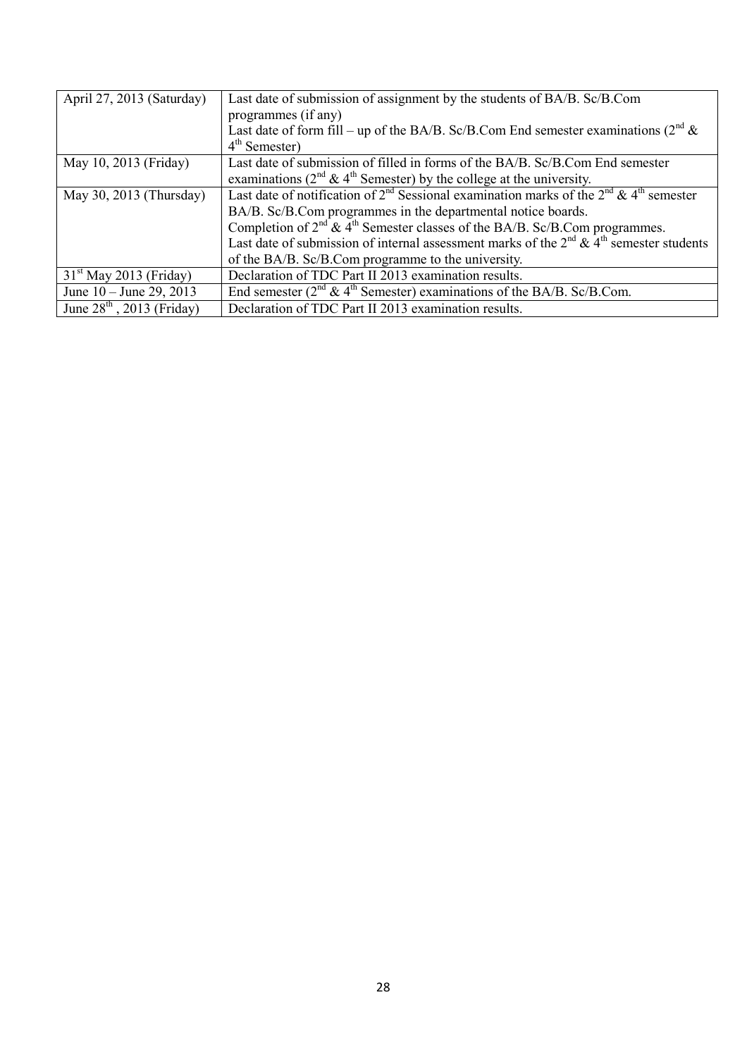| April 27, 2013 (Saturday) | Last date of submission of assignment by the students of BA/B. Sc/B.Com programmes (if any)<br>Last date of form fill – up of the BA/B. Sc/B.Com End semester examinations ($2^{nd}$ & $4^{th}$ Semester) |
|---|---|
| May 10, 2013 (Friday) | Last date of submission of filled in forms of the BA/B. Sc/B.Com End semester examinations ($2^{nd}$ & $4^{th}$ Semester) by the college at the university. |
| May 30, 2013 (Thursday) | Last date of notification of $2^{nd}$ Sessional examination marks of the $2^{nd}$ & $4^{th}$ semester BA/B. Sc/B.Com programmes in the departmental notice boards.<br>Completion of $2^{nd}$ & $4^{th}$ Semester classes of the BA/B. Sc/B.Com programmes.<br>Last date of submission of internal assessment marks of the $2^{nd}$ & $4^{th}$ semester students of the BA/B. Sc/B.Com programme to the university. |
| $31^{st}$ May 2013 (Friday) | Declaration of TDC Part II 2013 examination results. |
| June 10 – June 29, 2013 | End semester ($2^{nd}$ & $4^{th}$ Semester) examinations of the BA/B. Sc/B.Com. |
| June $28^{th}$ , 2013 (Friday) | Declaration of TDC Part II 2013 examination results. |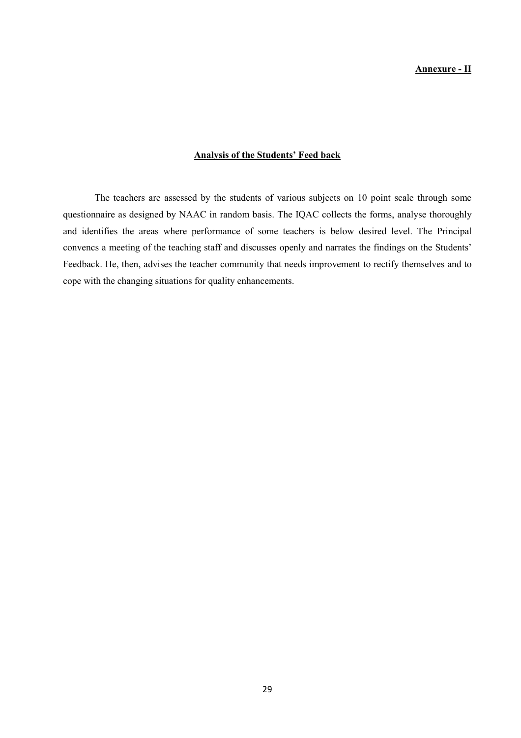**Annexure - II**

## Analysis of the Students' Feed back

The teachers are assessed by the students of various subjects on 10 point scale through some questionnaire as designed by NAAC in random basis. The IQAC collects the forms, analyse thoroughly and identifies the areas where performance of some teachers is below desired level. The Principal convencs a meeting of the teaching staff and discusses openly and narrates the findings on the Students' Feedback. He, then, advises the teacher community that needs improvement to rectify themselves and to cope with the changing situations for quality enhancements.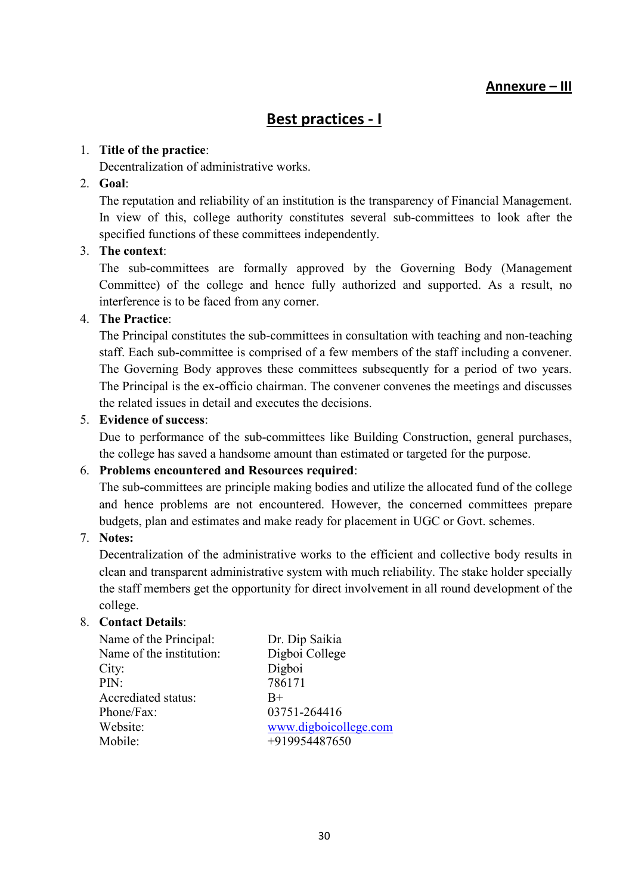**Annexure – III**

## Best practices - I

1. **Title of the practice**:
   Decentralization of administrative works.
2. **Goal**:
   The reputation and reliability of an institution is the transparency of Financial Management. In view of this, college authority constitutes several sub-committees to look after the specified functions of these committees independently.
3. **The context**:
   The sub-committees are formally approved by the Governing Body (Management Committee) of the college and hence fully authorized and supported. As a result, no interference is to be faced from any corner.
4. **The Practice**:
   The Principal constitutes the sub-committees in consultation with teaching and non-teaching staff. Each sub-committee is comprised of a few members of the staff including a convener. The Governing Body approves these committees subsequently for a period of two years. The Principal is the ex-officio chairman. The convener convenes the meetings and discusses the related issues in detail and executes the decisions.
5. **Evidence of success**:
   Due to performance of the sub-committees like Building Construction, general purchases, the college has saved a handsome amount than estimated or targeted for the purpose.
6. **Problems encountered and Resources required**:
   The sub-committees are principle making bodies and utilize the allocated fund of the college and hence problems are not encountered. However, the concerned committees prepare budgets, plan and estimates and make ready for placement in UGC or Govt. schemes.
7. **Notes:**
   Decentralization of the administrative works to the efficient and collective body results in clean and transparent administrative system with much reliability. The stake holder specially the staff members get the opportunity for direct involvement in all round development of the college.
8. **Contact Details**:

| | |
|---|---|
| Name of the Principal: | Dr. Dip Saikia |
| Name of the institution: | Digboi College |
| City: | Digboi |
| PIN: | 786171 |
| Accrediated status: | B+ |
| Phone/Fax: | 03751-264416 |
| Website: | www.digboicollege.com |
| Mobile: | +919954487650 |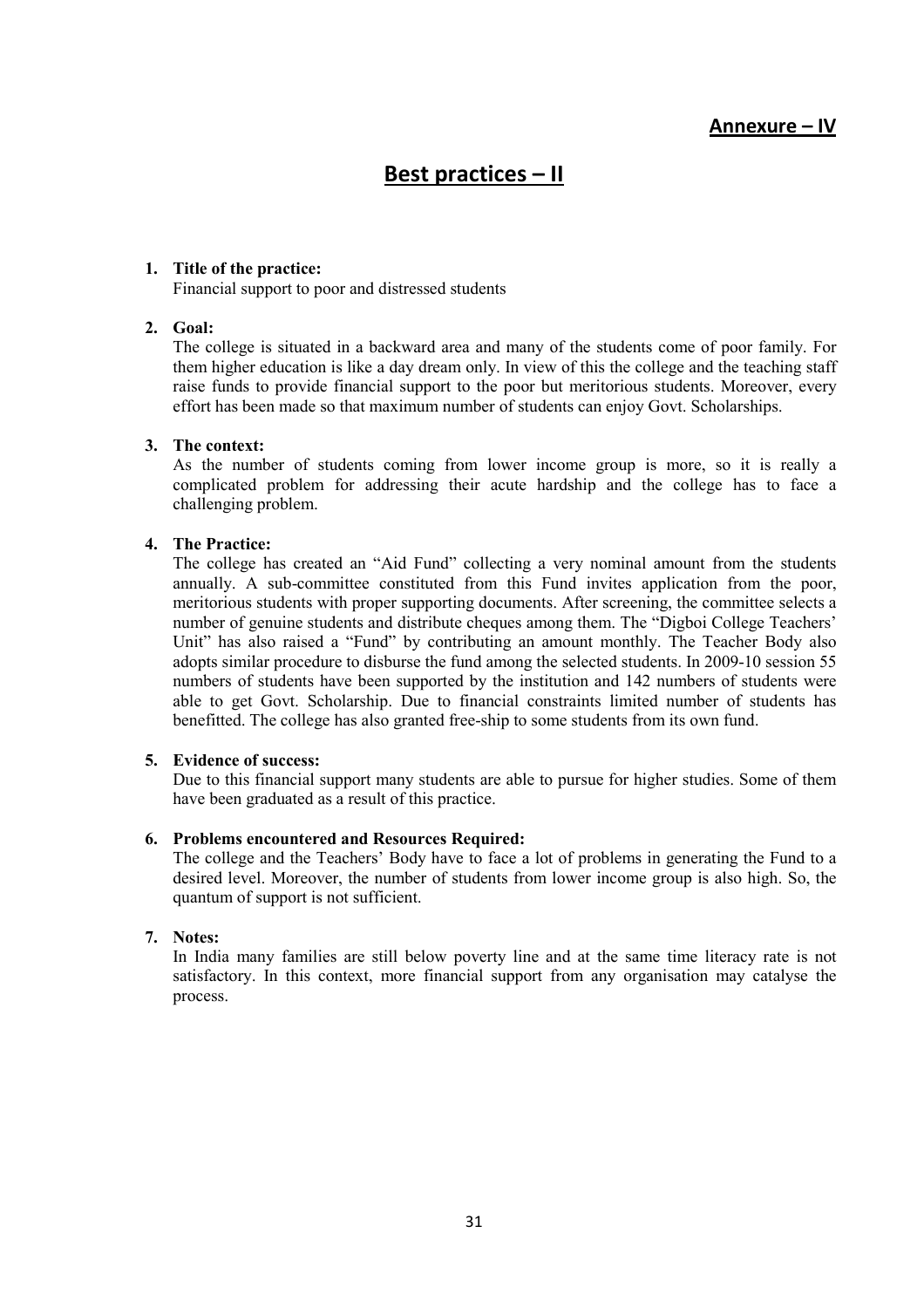**Annexure – IV**

# Best practices – II

1. **Title of the practice:**
   Financial support to poor and distressed students

2. **Goal:**
   The college is situated in a backward area and many of the students come of poor family. For them higher education is like a day dream only. In view of this the college and the teaching staff raise funds to provide financial support to the poor but meritorious students. Moreover, every effort has been made so that maximum number of students can enjoy Govt. Scholarships.

3. **The context:**
   As the number of students coming from lower income group is more, so it is really a complicated problem for addressing their acute hardship and the college has to face a challenging problem.

4. **The Practice:**
   The college has created an "Aid Fund" collecting a very nominal amount from the students annually. A sub-committee constituted from this Fund invites application from the poor, meritorious students with proper supporting documents. After screening, the committee selects a number of genuine students and distribute cheques among them. The "Digboi College Teachers' Unit" has also raised a "Fund" by contributing an amount monthly. The Teacher Body also adopts similar procedure to disburse the fund among the selected students. In 2009-10 session 55 numbers of students have been supported by the institution and 142 numbers of students were able to get Govt. Scholarship. Due to financial constraints limited number of students has benefitted. The college has also granted free-ship to some students from its own fund.

5. **Evidence of success:**
   Due to this financial support many students are able to pursue for higher studies. Some of them have been graduated as a result of this practice.

6. **Problems encountered and Resources Required:**
   The college and the Teachers' Body have to face a lot of problems in generating the Fund to a desired level. Moreover, the number of students from lower income group is also high. So, the quantum of support is not sufficient.

7. **Notes:**
   In India many families are still below poverty line and at the same time literacy rate is not satisfactory. In this context, more financial support from any organisation may catalyse the process.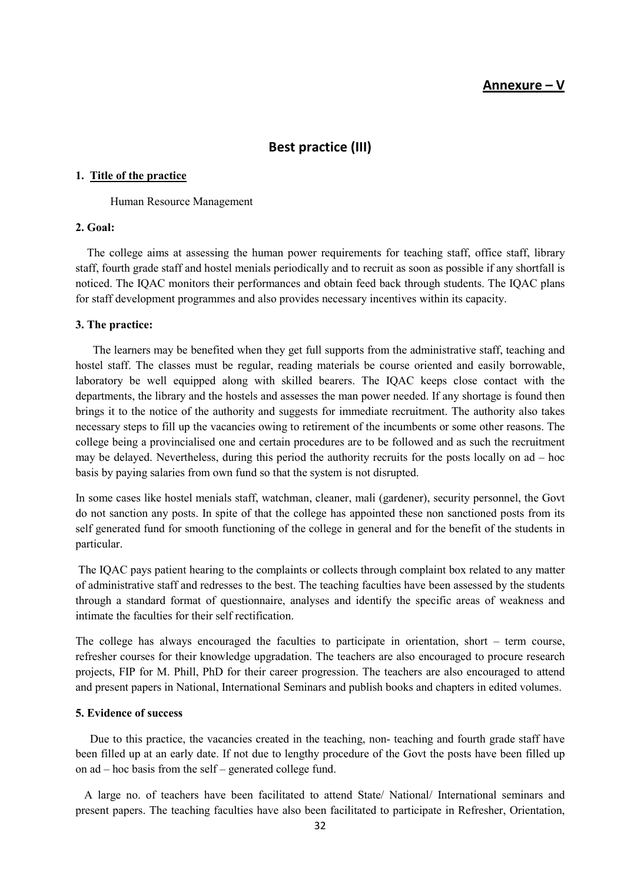**Annexure – V**

## Best practice (III)

**1. Title of the practice**

Human Resource Management

**2. Goal:**

The college aims at assessing the human power requirements for teaching staff, office staff, library staff, fourth grade staff and hostel menials periodically and to recruit as soon as possible if any shortfall is noticed. The IQAC monitors their performances and obtain feed back through students. The IQAC plans for staff development programmes and also provides necessary incentives within its capacity.

**3. The practice:**

The learners may be benefited when they get full supports from the administrative staff, teaching and hostel staff. The classes must be regular, reading materials be course oriented and easily borrowable, laboratory be well equipped along with skilled bearers. The IQAC keeps close contact with the departments, the library and the hostels and assesses the man power needed. If any shortage is found then brings it to the notice of the authority and suggests for immediate recruitment. The authority also takes necessary steps to fill up the vacancies owing to retirement of the incumbents or some other reasons. The college being a provincialised one and certain procedures are to be followed and as such the recruitment may be delayed. Nevertheless, during this period the authority recruits for the posts locally on ad – hoc basis by paying salaries from own fund so that the system is not disrupted.

In some cases like hostel menials staff, watchman, cleaner, mali (gardener), security personnel, the Govt do not sanction any posts. In spite of that the college has appointed these non sanctioned posts from its self generated fund for smooth functioning of the college in general and for the benefit of the students in particular.

The IQAC pays patient hearing to the complaints or collects through complaint box related to any matter of administrative staff and redresses to the best. The teaching faculties have been assessed by the students through a standard format of questionnaire, analyses and identify the specific areas of weakness and intimate the faculties for their self rectification.

The college has always encouraged the faculties to participate in orientation, short – term course, refresher courses for their knowledge upgradation. The teachers are also encouraged to procure research projects, FIP for M. Phill, PhD for their career progression. The teachers are also encouraged to attend and present papers in National, International Seminars and publish books and chapters in edited volumes.

**5. Evidence of success**

Due to this practice, the vacancies created in the teaching, non- teaching and fourth grade staff have been filled up at an early date. If not due to lengthy procedure of the Govt the posts have been filled up on ad – hoc basis from the self – generated college fund.

A large no. of teachers have been facilitated to attend State/ National/ International seminars and present papers. The teaching faculties have also been facilitated to participate in Refresher, Orientation,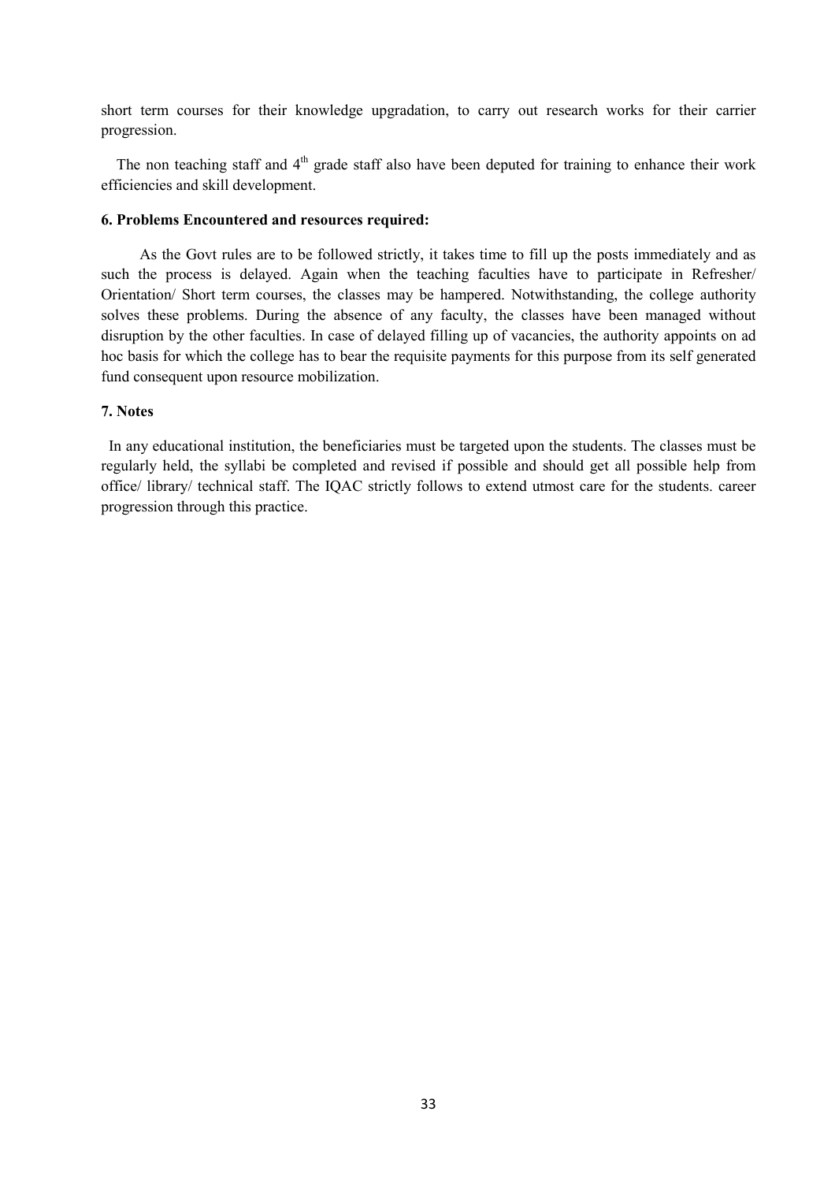short term courses for their knowledge upgradation, to carry out research works for their carrier progression.

The non teaching staff and 4th grade staff also have been deputed for training to enhance their work efficiencies and skill development.

**6. Problems Encountered and resources required:**

As the Govt rules are to be followed strictly, it takes time to fill up the posts immediately and as such the process is delayed. Again when the teaching faculties have to participate in Refresher/ Orientation/ Short term courses, the classes may be hampered. Notwithstanding, the college authority solves these problems. During the absence of any faculty, the classes have been managed without disruption by the other faculties. In case of delayed filling up of vacancies, the authority appoints on ad hoc basis for which the college has to bear the requisite payments for this purpose from its self generated fund consequent upon resource mobilization.

**7. Notes**

In any educational institution, the beneficiaries must be targeted upon the students. The classes must be regularly held, the syllabi be completed and revised if possible and should get all possible help from office/ library/ technical staff. The IQAC strictly follows to extend utmost care for the students. career progression through this practice.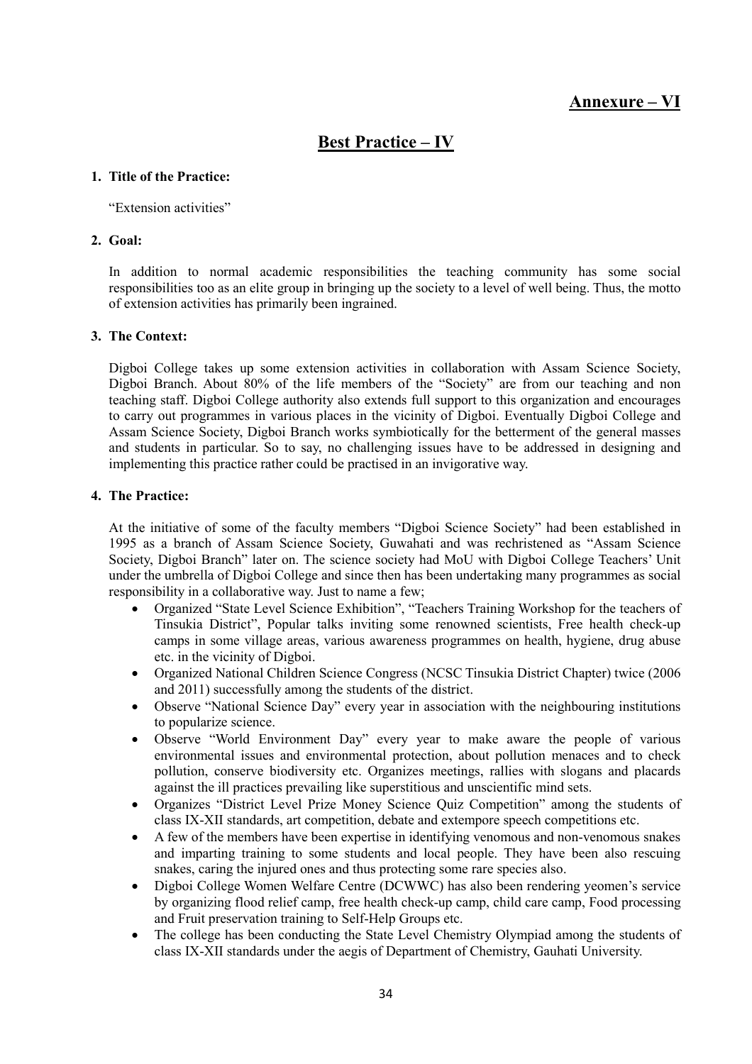**Annexure – VI**

## Best Practice – IV

**1. Title of the Practice:**

"Extension activities"

**2. Goal:**

In addition to normal academic responsibilities the teaching community has some social responsibilities too as an elite group in bringing up the society to a level of well being. Thus, the motto of extension activities has primarily been ingrained.

**3. The Context:**

Digboi College takes up some extension activities in collaboration with Assam Science Society, Digboi Branch. About 80% of the life members of the "Society" are from our teaching and non teaching staff. Digboi College authority also extends full support to this organization and encourages to carry out programmes in various places in the vicinity of Digboi. Eventually Digboi College and Assam Science Society, Digboi Branch works symbiotically for the betterment of the general masses and students in particular. So to say, no challenging issues have to be addressed in designing and implementing this practice rather could be practised in an invigorative way.

**4. The Practice:**

At the initiative of some of the faculty members "Digboi Science Society" had been established in 1995 as a branch of Assam Science Society, Guwahati and was rechristened as "Assam Science Society, Digboi Branch" later on. The science society had MoU with Digboi College Teachers' Unit under the umbrella of Digboi College and since then has been undertaking many programmes as social responsibility in a collaborative way. Just to name a few;

- Organized "State Level Science Exhibition", "Teachers Training Workshop for the teachers of Tinsukia District", Popular talks inviting some renowned scientists, Free health check-up camps in some village areas, various awareness programmes on health, hygiene, drug abuse etc. in the vicinity of Digboi.
- Organized National Children Science Congress (NCSC Tinsukia District Chapter) twice (2006 and 2011) successfully among the students of the district.
- Observe "National Science Day" every year in association with the neighbouring institutions to popularize science.
- Observe "World Environment Day" every year to make aware the people of various environmental issues and environmental protection, about pollution menaces and to check pollution, conserve biodiversity etc. Organizes meetings, rallies with slogans and placards against the ill practices prevailing like superstitious and unscientific mind sets.
- Organizes "District Level Prize Money Science Quiz Competition" among the students of class IX-XII standards, art competition, debate and extempore speech competitions etc.
- A few of the members have been expertise in identifying venomous and non-venomous snakes and imparting training to some students and local people. They have been also rescuing snakes, caring the injured ones and thus protecting some rare species also.
- Digboi College Women Welfare Centre (DCWWC) has also been rendering yeomen's service by organizing flood relief camp, free health check-up camp, child care camp, Food processing and Fruit preservation training to Self-Help Groups etc.
- The college has been conducting the State Level Chemistry Olympiad among the students of class IX-XII standards under the aegis of Department of Chemistry, Gauhati University.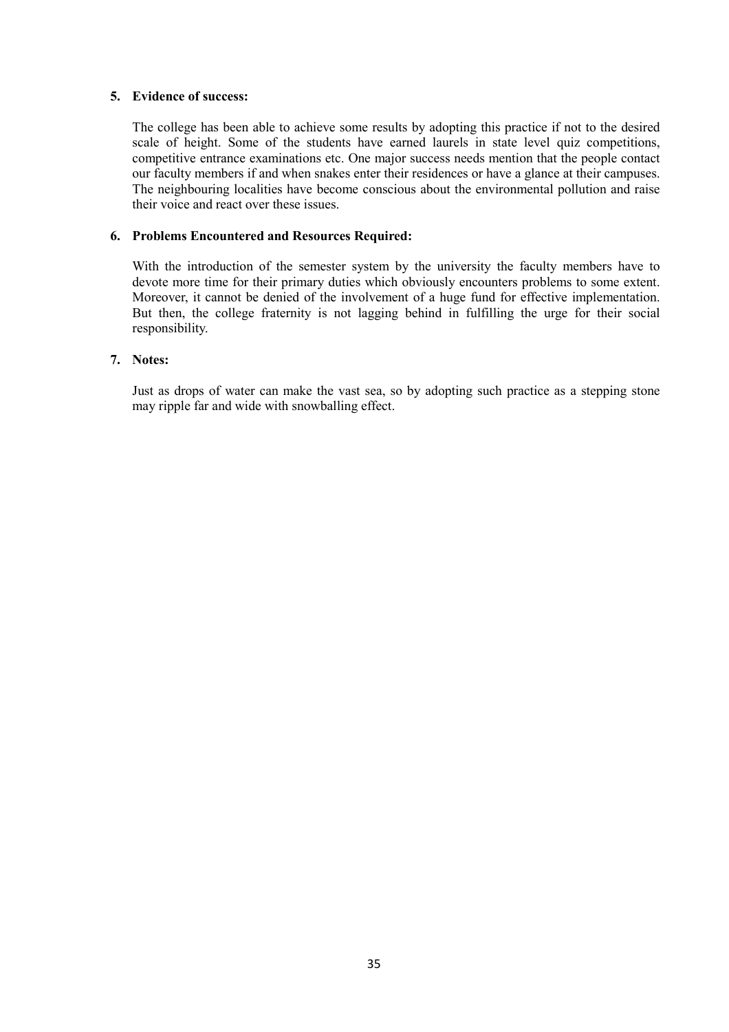**5. Evidence of success:**

The college has been able to achieve some results by adopting this practice if not to the desired scale of height. Some of the students have earned laurels in state level quiz competitions, competitive entrance examinations etc. One major success needs mention that the people contact our faculty members if and when snakes enter their residences or have a glance at their campuses. The neighbouring localities have become conscious about the environmental pollution and raise their voice and react over these issues.

**6. Problems Encountered and Resources Required:**

With the introduction of the semester system by the university the faculty members have to devote more time for their primary duties which obviously encounters problems to some extent. Moreover, it cannot be denied of the involvement of a huge fund for effective implementation. But then, the college fraternity is not lagging behind in fulfilling the urge for their social responsibility.

**7. Notes:**

Just as drops of water can make the vast sea, so by adopting such practice as a stepping stone may ripple far and wide with snowballing effect.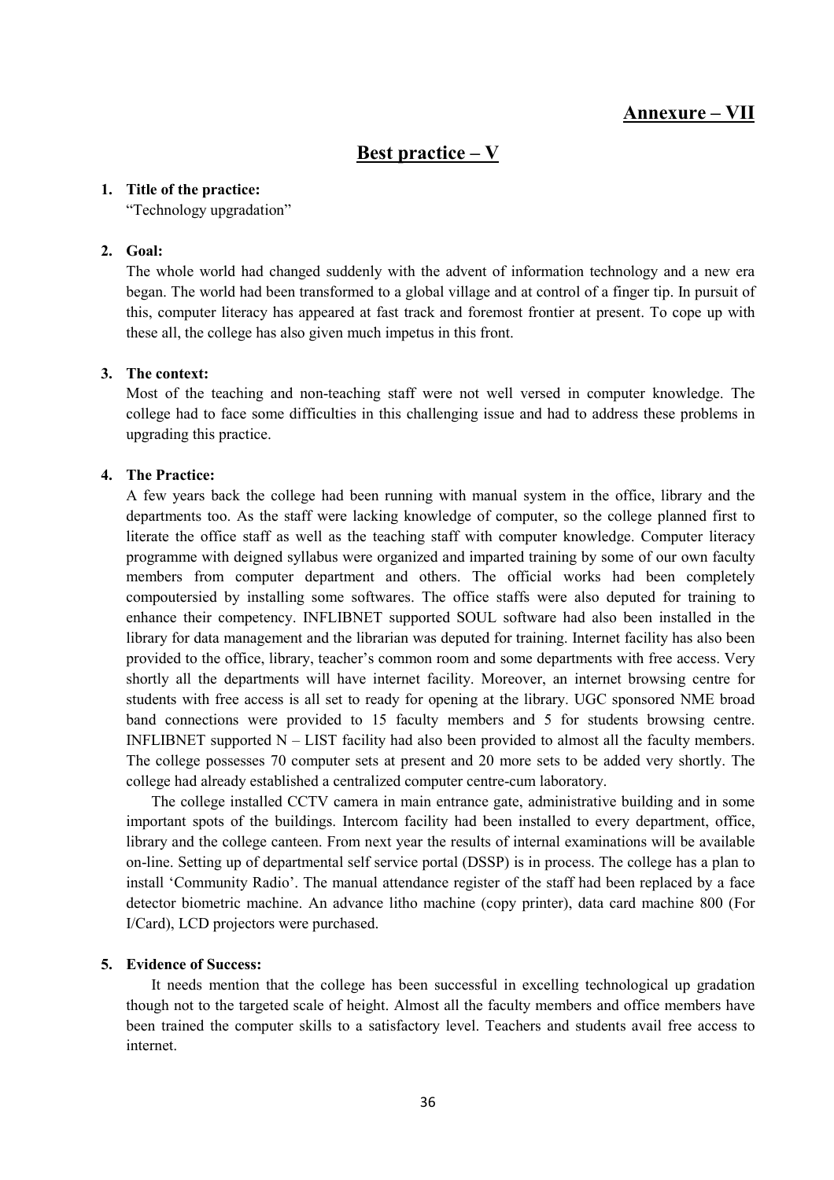## Annexure – VII

## Best practice – V

1. **Title of the practice:**
   "Technology upgradation"

2. **Goal:**
   The whole world had changed suddenly with the advent of information technology and a new era began. The world had been transformed to a global village and at control of a finger tip. In pursuit of this, computer literacy has appeared at fast track and foremost frontier at present. To cope up with these all, the college has also given much impetus in this front.

3. **The context:**
   Most of the teaching and non-teaching staff were not well versed in computer knowledge. The college had to face some difficulties in this challenging issue and had to address these problems in upgrading this practice.

4. **The Practice:**
   A few years back the college had been running with manual system in the office, library and the departments too. As the staff were lacking knowledge of computer, so the college planned first to literate the office staff as well as the teaching staff with computer knowledge. Computer literacy programme with deigned syllabus were organized and imparted training by some of our own faculty members from computer department and others. The official works had been completely compoutersied by installing some softwares. The office staffs were also deputed for training to enhance their competency. INFLIBNET supported SOUL software had also been installed in the library for data management and the librarian was deputed for training. Internet facility has also been provided to the office, library, teacher's common room and some departments with free access. Very shortly all the departments will have internet facility. Moreover, an internet browsing centre for students with free access is all set to ready for opening at the library. UGC sponsored NME broad band connections were provided to 15 faculty members and 5 for students browsing centre. INFLIBNET supported N – LIST facility had also been provided to almost all the faculty members. The college possesses 70 computer sets at present and 20 more sets to be added very shortly. The college had already established a centralized computer centre-cum laboratory.

   The college installed CCTV camera in main entrance gate, administrative building and in some important spots of the buildings. Intercom facility had been installed to every department, office, library and the college canteen. From next year the results of internal examinations will be available on-line. Setting up of departmental self service portal (DSSP) is in process. The college has a plan to install 'Community Radio'. The manual attendance register of the staff had been replaced by a face detector biometric machine. An advance litho machine (copy printer), data card machine 800 (For I/Card), LCD projectors were purchased.

5. **Evidence of Success:**
   It needs mention that the college has been successful in excelling technological up gradation though not to the targeted scale of height. Almost all the faculty members and office members have been trained the computer skills to a satisfactory level. Teachers and students avail free access to internet.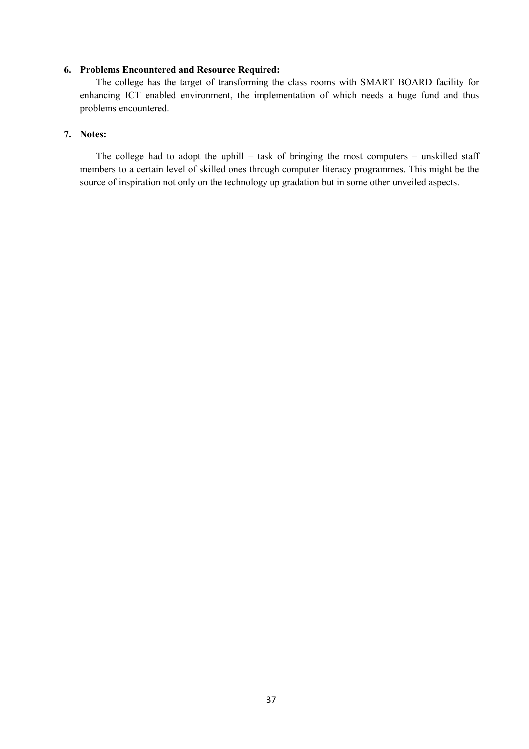**6. Problems Encountered and Resource Required:**

The college has the target of transforming the class rooms with SMART BOARD facility for enhancing ICT enabled environment, the implementation of which needs a huge fund and thus problems encountered.

**7. Notes:**

The college had to adopt the uphill – task of bringing the most computers – unskilled staff members to a certain level of skilled ones through computer literacy programmes. This might be the source of inspiration not only on the technology up gradation but in some other unveiled aspects.